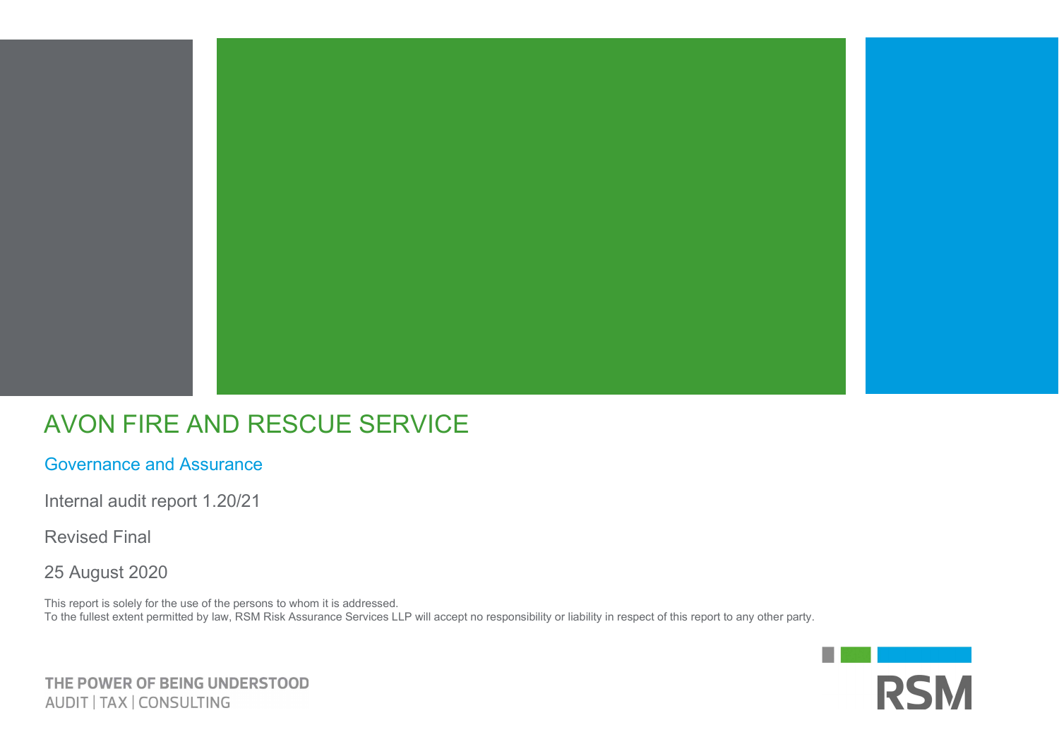# AVON FIRE AND RESCUE SERVICE

## Governance and Assurance

Internal audit report 1.20/21

Revised Final

25 August 2020

This report is solely for the use of the persons to whom it is addressed.
To the fullest extent permitted by law, RSM Risk Assurance Services LLP will accept no responsibility or liability in respect of this report to any other party.

THE POWER OF BEING UNDERSTOOD
AUDIT | TAX | CONSULTING

RSM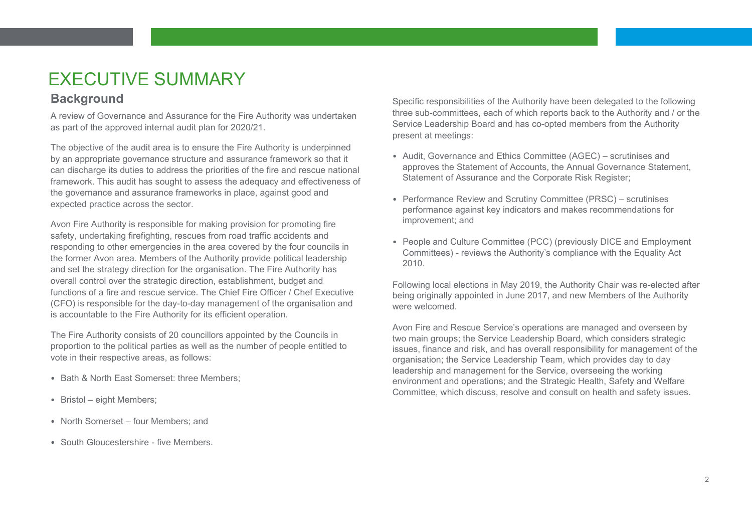# EXECUTIVE SUMMARY

## Background

A review of Governance and Assurance for the Fire Authority was undertaken as part of the approved internal audit plan for 2020/21.

The objective of the audit area is to ensure the Fire Authority is underpinned by an appropriate governance structure and assurance framework so that it can discharge its duties to address the priorities of the fire and rescue national framework. This audit has sought to assess the adequacy and effectiveness of the governance and assurance frameworks in place, against good and expected practice across the sector.

Avon Fire Authority is responsible for making provision for promoting fire safety, undertaking firefighting, rescues from road traffic accidents and responding to other emergencies in the area covered by the four councils in the former Avon area. Members of the Authority provide political leadership and set the strategy direction for the organisation. The Fire Authority has overall control over the strategic direction, establishment, budget and functions of a fire and rescue service. The Chief Fire Officer / Chef Executive (CFO) is responsible for the day-to-day management of the organisation and is accountable to the Fire Authority for its efficient operation.

The Fire Authority consists of 20 councillors appointed by the Councils in proportion to the political parties as well as the number of people entitled to vote in their respective areas, as follows:

- Bath & North East Somerset: three Members;
- Bristol – eight Members;
- North Somerset – four Members; and
- South Gloucestershire - five Members.

Specific responsibilities of the Authority have been delegated to the following three sub-committees, each of which reports back to the Authority and / or the Service Leadership Board and has co-opted members from the Authority present at meetings:

- Audit, Governance and Ethics Committee (AGEC) – scrutinises and approves the Statement of Accounts, the Annual Governance Statement, Statement of Assurance and the Corporate Risk Register;
- Performance Review and Scrutiny Committee (PRSC) – scrutinises performance against key indicators and makes recommendations for improvement; and
- People and Culture Committee (PCC) (previously DICE and Employment Committees) - reviews the Authority's compliance with the Equality Act 2010.

Following local elections in May 2019, the Authority Chair was re-elected after being originally appointed in June 2017, and new Members of the Authority were welcomed.

Avon Fire and Rescue Service's operations are managed and overseen by two main groups; the Service Leadership Board, which considers strategic issues, finance and risk, and has overall responsibility for management of the organisation; the Service Leadership Team, which provides day to day leadership and management for the Service, overseeing the working environment and operations; and the Strategic Health, Safety and Welfare Committee, which discuss, resolve and consult on health and safety issues.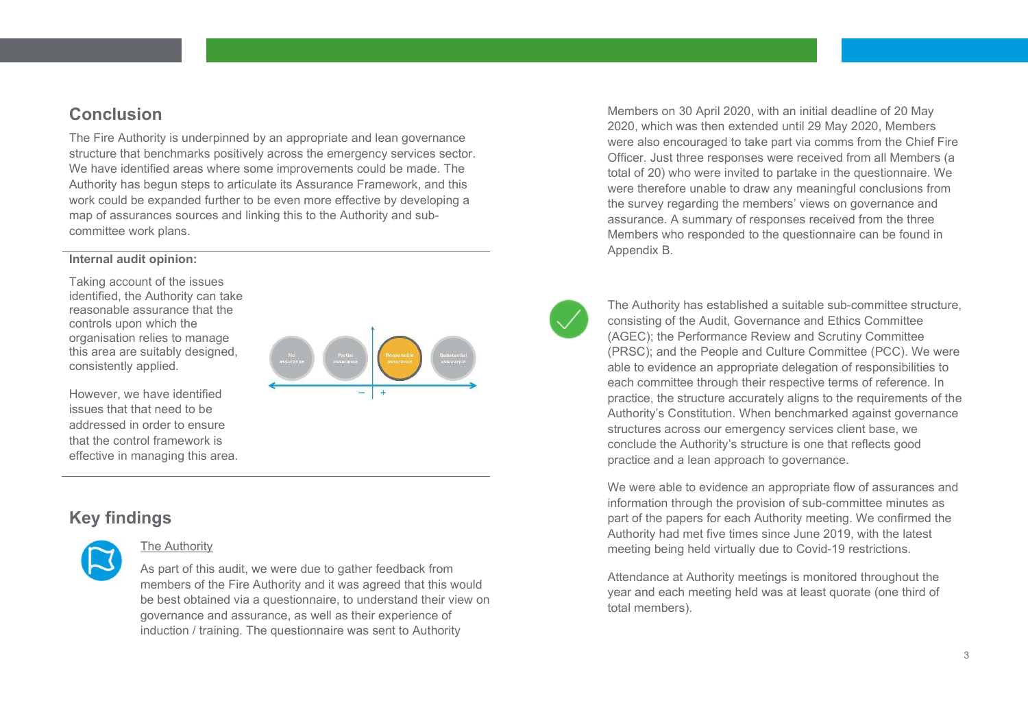## Conclusion

The Fire Authority is underpinned by an appropriate and lean governance structure that benchmarks positively across the emergency services sector. We have identified areas where some improvements could be made. The Authority has begun steps to articulate its Assurance Framework, and this work could be expanded further to be even more effective by developing a map of assurances sources and linking this to the Authority and sub-committee work plans.

**Internal audit opinion:**

Taking account of the issues identified, the Authority can take reasonable assurance that the controls upon which the organisation relies to manage this area are suitably designed, consistently applied.

However, we have identified issues that need to be addressed in order to ensure that the control framework is effective in managing this area.

No assurance | Partial assurance | Reasonable assurance | Substantial assurance

## Key findings

The Authority

As part of this audit, we were due to gather feedback from members of the Fire Authority and it was agreed that this would be best obtained via a questionnaire, to understand their view on governance and assurance, as well as their experience of induction / training. The questionnaire was sent to Authority Members on 30 April 2020, with an initial deadline of 20 May 2020, which was then extended until 29 May 2020, Members were also encouraged to take part via comms from the Chief Fire Officer. Just three responses were received from all Members (a total of 20) who were invited to partake in the questionnaire. We were therefore unable to draw any meaningful conclusions from the survey regarding the members' views on governance and assurance. A summary of responses received from the three Members who responded to the questionnaire can be found in Appendix B.

The Authority has established a suitable sub-committee structure, consisting of the Audit, Governance and Ethics Committee (AGEC); the Performance Review and Scrutiny Committee (PRSC); and the People and Culture Committee (PCC). We were able to evidence an appropriate delegation of responsibilities to each committee through their respective terms of reference. In practice, the structure accurately aligns to the requirements of the Authority's Constitution. When benchmarked against governance structures across our emergency services client base, we conclude the Authority's structure is one that reflects good practice and a lean approach to governance.

We were able to evidence an appropriate flow of assurances and information through the provision of sub-committee minutes as part of the papers for each Authority meeting. We confirmed the Authority had met five times since June 2019, with the latest meeting being held virtually due to Covid-19 restrictions.

Attendance at Authority meetings is monitored throughout the year and each meeting held was at least quorate (one third of total members).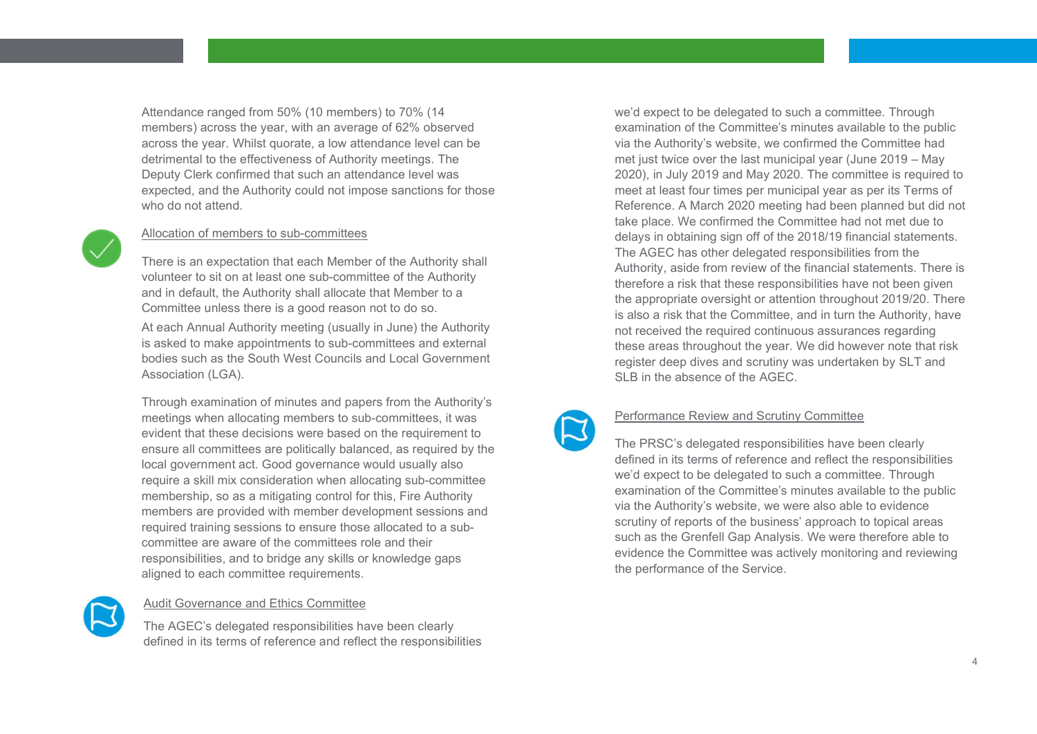Attendance ranged from 50% (10 members) to 70% (14 members) across the year, with an average of 62% observed across the year. Whilst quorate, a low attendance level can be detrimental to the effectiveness of Authority meetings. The Deputy Clerk confirmed that such an attendance level was expected, and the Authority could not impose sanctions for those who do not attend.

### Allocation of members to sub-committees

There is an expectation that each Member of the Authority shall volunteer to sit on at least one sub-committee of the Authority and in default, the Authority shall allocate that Member to a Committee unless there is a good reason not to do so.

At each Annual Authority meeting (usually in June) the Authority is asked to make appointments to sub-committees and external bodies such as the South West Councils and Local Government Association (LGA).

Through examination of minutes and papers from the Authority's meetings when allocating members to sub-committees, it was evident that these decisions were based on the requirement to ensure all committees are politically balanced, as required by the local government act. Good governance would usually also require a skill mix consideration when allocating sub-committee membership, so as a mitigating control for this, Fire Authority members are provided with member development sessions and required training sessions to ensure those allocated to a sub-committee are aware of the committees role and their responsibilities, and to bridge any skills or knowledge gaps aligned to each committee requirements.

### Audit Governance and Ethics Committee

The AGEC's delegated responsibilities have been clearly defined in its terms of reference and reflect the responsibilities we'd expect to be delegated to such a committee. Through examination of the Committee's minutes available to the public via the Authority's website, we confirmed the Committee had met just twice over the last municipal year (June 2019 – May 2020), in July 2019 and May 2020. The committee is required to meet at least four times per municipal year as per its Terms of Reference. A March 2020 meeting had been planned but did not take place. We confirmed the Committee had not met due to delays in obtaining sign off of the 2018/19 financial statements. The AGEC has other delegated responsibilities from the Authority, aside from review of the financial statements. There is therefore a risk that these responsibilities have not been given the appropriate oversight or attention throughout 2019/20. There is also a risk that the Committee, and in turn the Authority, have not received the required continuous assurances regarding these areas throughout the year. We did however note that risk register deep dives and scrutiny was undertaken by SLT and SLB in the absence of the AGEC.

### Performance Review and Scrutiny Committee

The PRSC's delegated responsibilities have been clearly defined in its terms of reference and reflect the responsibilities we'd expect to be delegated to such a committee. Through examination of the Committee's minutes available to the public via the Authority's website, we were also able to evidence scrutiny of reports of the business' approach to topical areas such as the Grenfell Gap Analysis. We were therefore able to evidence the Committee was actively monitoring and reviewing the performance of the Service.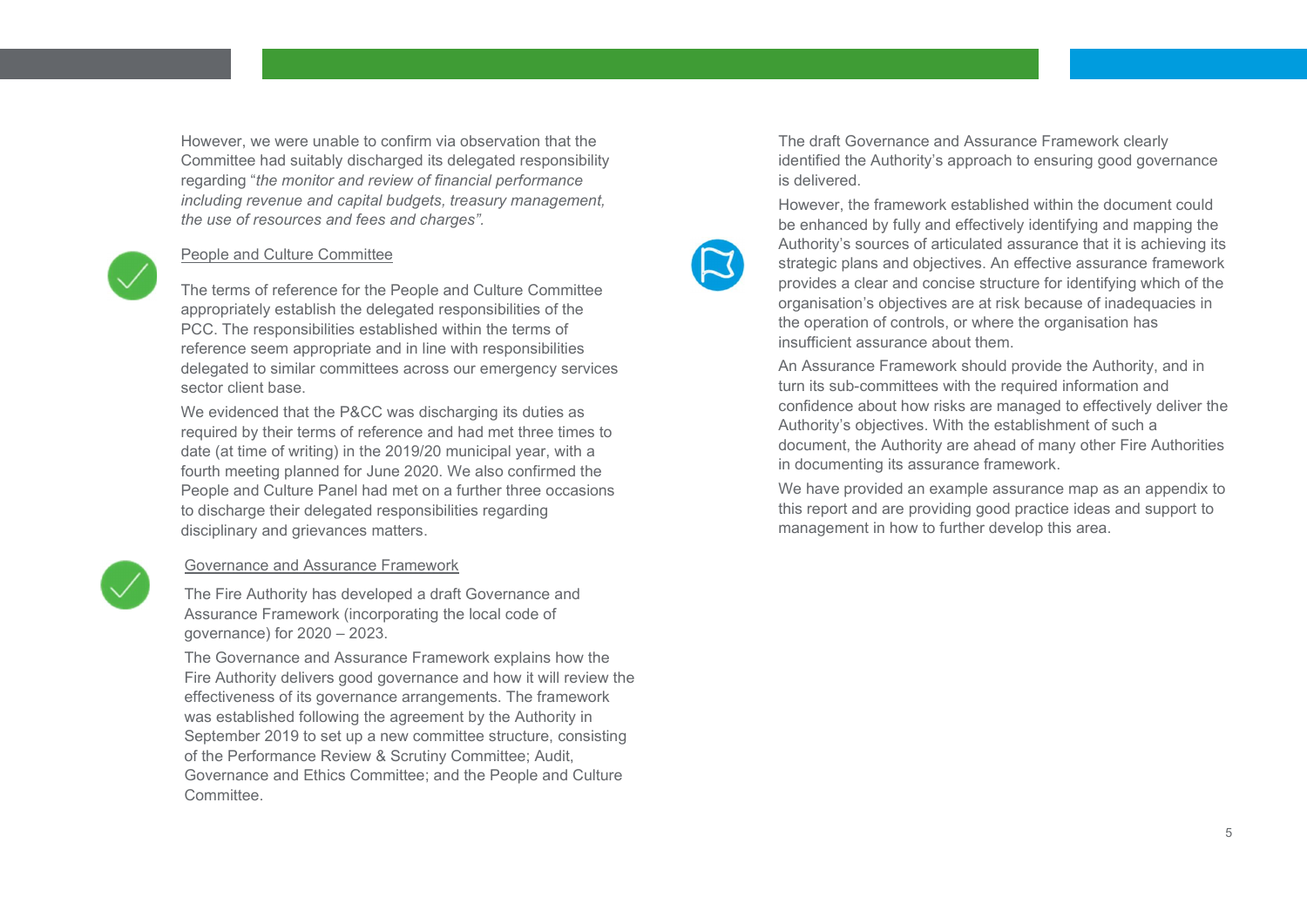However, we were unable to confirm via observation that the Committee had suitably discharged its delegated responsibility regarding "*the monitor and review of financial performance including revenue and capital budgets, treasury management, the use of resources and fees and charges".*

### People and Culture Committee

The terms of reference for the People and Culture Committee appropriately establish the delegated responsibilities of the PCC. The responsibilities established within the terms of reference seem appropriate and in line with responsibilities delegated to similar committees across our emergency services sector client base.

We evidenced that the P&CC was discharging its duties as required by their terms of reference and had met three times to date (at time of writing) in the 2019/20 municipal year, with a fourth meeting planned for June 2020. We also confirmed the People and Culture Panel had met on a further three occasions to discharge their delegated responsibilities regarding disciplinary and grievances matters.

### Governance and Assurance Framework

The Fire Authority has developed a draft Governance and Assurance Framework (incorporating the local code of governance) for 2020 – 2023.

The Governance and Assurance Framework explains how the Fire Authority delivers good governance and how it will review the effectiveness of its governance arrangements. The framework was established following the agreement by the Authority in September 2019 to set up a new committee structure, consisting of the Performance Review & Scrutiny Committee; Audit, Governance and Ethics Committee; and the People and Culture Committee.

The draft Governance and Assurance Framework clearly identified the Authority's approach to ensuring good governance is delivered.

However, the framework established within the document could be enhanced by fully and effectively identifying and mapping the Authority's sources of articulated assurance that it is achieving its strategic plans and objectives. An effective assurance framework provides a clear and concise structure for identifying which of the organisation's objectives are at risk because of inadequacies in the operation of controls, or where the organisation has insufficient assurance about them.

An Assurance Framework should provide the Authority, and in turn its sub-committees with the required information and confidence about how risks are managed to effectively deliver the Authority's objectives. With the establishment of such a document, the Authority are ahead of many other Fire Authorities in documenting its assurance framework.

We have provided an example assurance map as an appendix to this report and are providing good practice ideas and support to management in how to further develop this area.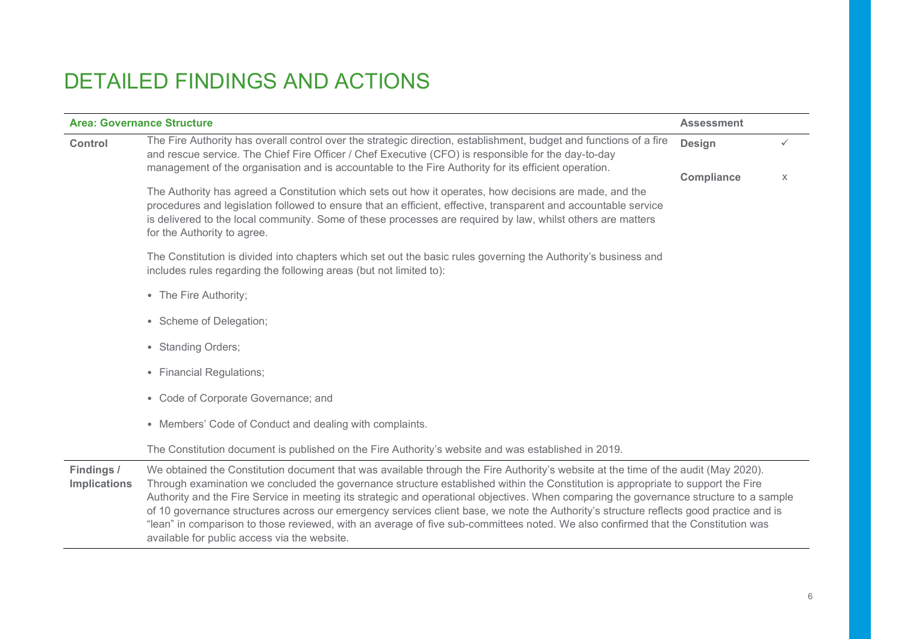# DETAILED FINDINGS AND ACTIONS

| **Area: Governance Structure** | | **Assessment** | |
|---|---|---|---|
| **Control** | The Fire Authority has overall control over the strategic direction, establishment, budget and functions of a fire and rescue service. The Chief Fire Officer / Chef Executive (CFO) is responsible for the day-to-day management of the organisation and is accountable to the Fire Authority for its efficient operation.<br><br>The Authority has agreed a Constitution which sets out how it operates, how decisions are made, and the procedures and legislation followed to ensure that an efficient, effective, transparent and accountable service is delivered to the local community. Some of these processes are required by law, whilst others are matters for the Authority to agree.<br><br>The Constitution is divided into chapters which set out the basic rules governing the Authority's business and includes rules regarding the following areas (but not limited to):<br><br>• The Fire Authority;<br>• Scheme of Delegation;<br>• Standing Orders;<br>• Financial Regulations;<br>• Code of Corporate Governance; and<br>• Members' Code of Conduct and dealing with complaints.<br><br>The Constitution document is published on the Fire Authority's website and was established in 2019. | **Design**<br><br>**Compliance** | ✓<br><br>x |
| **Findings / Implications** | We obtained the Constitution document that was available through the Fire Authority's website at the time of the audit (May 2020). Through examination we concluded the governance structure established within the Constitution is appropriate to support the Fire Authority and the Fire Service in meeting its strategic and operational objectives. When comparing the governance structure to a sample of 10 governance structures across our emergency services client base, we note the Authority's structure reflects good practice and is "lean" in comparison to those reviewed, with an average of five sub-committees noted. We also confirmed that the Constitution was available for public access via the website. | | |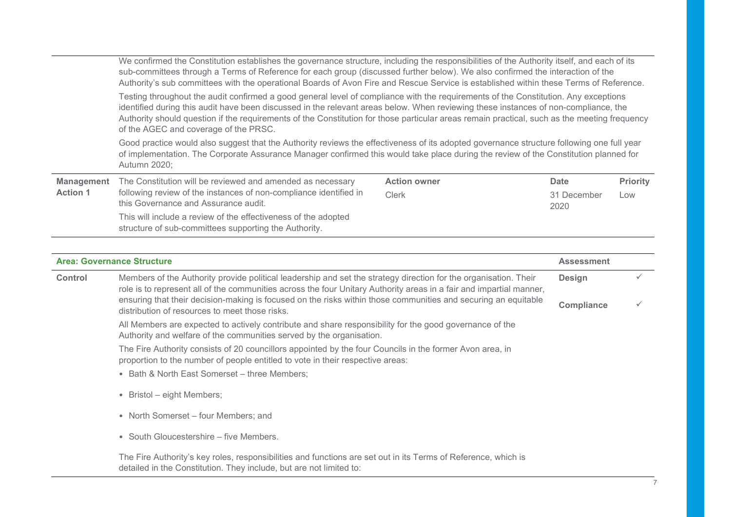| | | | | |
|---|---|---|---|---|
| | We confirmed the Constitution establishes the governance structure, including the responsibilities of the Authority itself, and each of its sub-committees through a Terms of Reference for each group (discussed further below). We also confirmed the interaction of the Authority's sub committees with the operational Boards of Avon Fire and Rescue Service is established within these Terms of Reference.<br><br>Testing throughout the audit confirmed a good general level of compliance with the requirements of the Constitution. Any exceptions identified during this audit have been discussed in the relevant areas below. When reviewing these instances of non-compliance, the Authority should question if the requirements of the Constitution for those particular areas remain practical, such as the meeting frequency of the AGEC and coverage of the PRSC.<br><br>Good practice would also suggest that the Authority reviews the effectiveness of its adopted governance structure following one full year of implementation. The Corporate Assurance Manager confirmed this would take place during the review of the Constitution planned for Autumn 2020; | | | |
| **Management Action 1** | The Constitution will be reviewed and amended as necessary following review of the instances of non-compliance identified in this Governance and Assurance audit.<br><br>This will include a review of the effectiveness of the adopted structure of sub-committees supporting the Authority. | **Action owner**<br>Clerk | **Date**<br>31 December 2020 | **Priority**<br>Low |

| **Area: Governance Structure** | | **Assessment** | |
|---|---|---|---|
| **Control** | Members of the Authority provide political leadership and set the strategy direction for the organisation. Their role is to represent all of the communities across the four Unitary Authority areas in a fair and impartial manner, ensuring that their decision-making is focused on the risks within those communities and securing an equitable distribution of resources to meet those risks.<br><br>All Members are expected to actively contribute and share responsibility for the good governance of the Authority and welfare of the communities served by the organisation.<br><br>The Fire Authority consists of 20 councillors appointed by the four Councils in the former Avon area, in proportion to the number of people entitled to vote in their respective areas:<br><br>• Bath & North East Somerset – three Members;<br>• Bristol – eight Members;<br>• North Somerset – four Members; and<br>• South Gloucestershire – five Members.<br><br>The Fire Authority's key roles, responsibilities and functions are set out in its Terms of Reference, which is detailed in the Constitution. They include, but are not limited to: | **Design**<br><br>**Compliance** | ✓<br><br>✓ |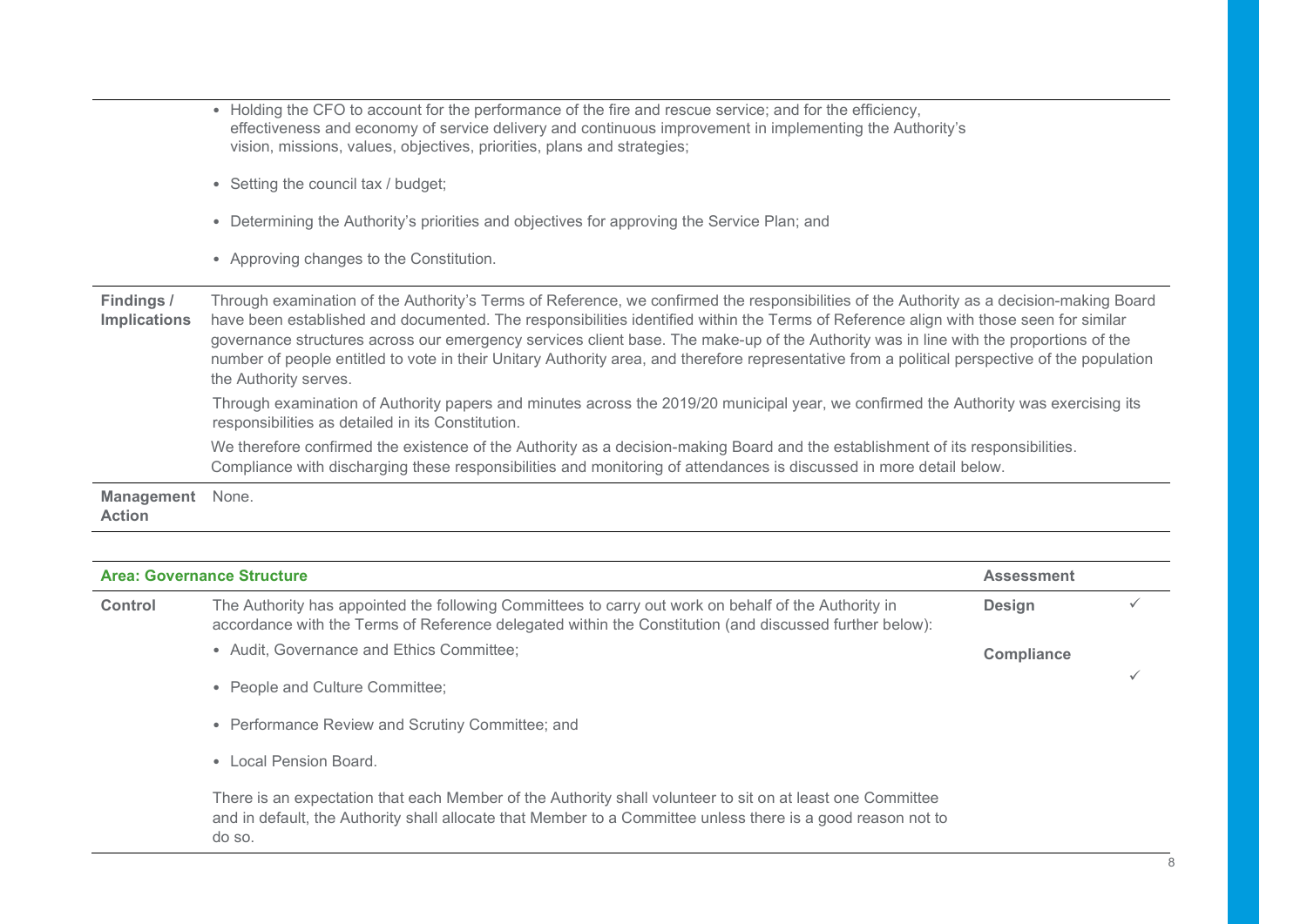| | |
|---|---|
| | • Holding the CFO to account for the performance of the fire and rescue service; and for the efficiency, effectiveness and economy of service delivery and continuous improvement in implementing the Authority's vision, missions, values, objectives, priorities, plans and strategies;<br>• Setting the council tax / budget;<br>• Determining the Authority's priorities and objectives for approving the Service Plan; and<br>• Approving changes to the Constitution. |
| **Findings / Implications** | Through examination of the Authority's Terms of Reference, we confirmed the responsibilities of the Authority as a decision-making Board have been established and documented. The responsibilities identified within the Terms of Reference align with those seen for similar governance structures across our emergency services client base. The make-up of the Authority was in line with the proportions of the number of people entitled to vote in their Unitary Authority area, and therefore representative from a political perspective of the population the Authority serves.<br>Through examination of Authority papers and minutes across the 2019/20 municipal year, we confirmed the Authority was exercising its responsibilities as detailed in its Constitution.<br>We therefore confirmed the existence of the Authority as a decision-making Board and the establishment of its responsibilities. Compliance with discharging these responsibilities and monitoring of attendances is discussed in more detail below. |
| **Management Action** | None. |

| **Area: Governance Structure** | | **Assessment** | |
|---|---|---|---|
| **Control** | The Authority has appointed the following Committees to carry out work on behalf of the Authority in accordance with the Terms of Reference delegated within the Constitution (and discussed further below):<br>• Audit, Governance and Ethics Committee;<br>• People and Culture Committee;<br>• Performance Review and Scrutiny Committee; and<br>• Local Pension Board.<br>There is an expectation that each Member of the Authority shall volunteer to sit on at least one Committee and in default, the Authority shall allocate that Member to a Committee unless there is a good reason not to do so. | **Design**<br>**Compliance** | ✓<br>✓ |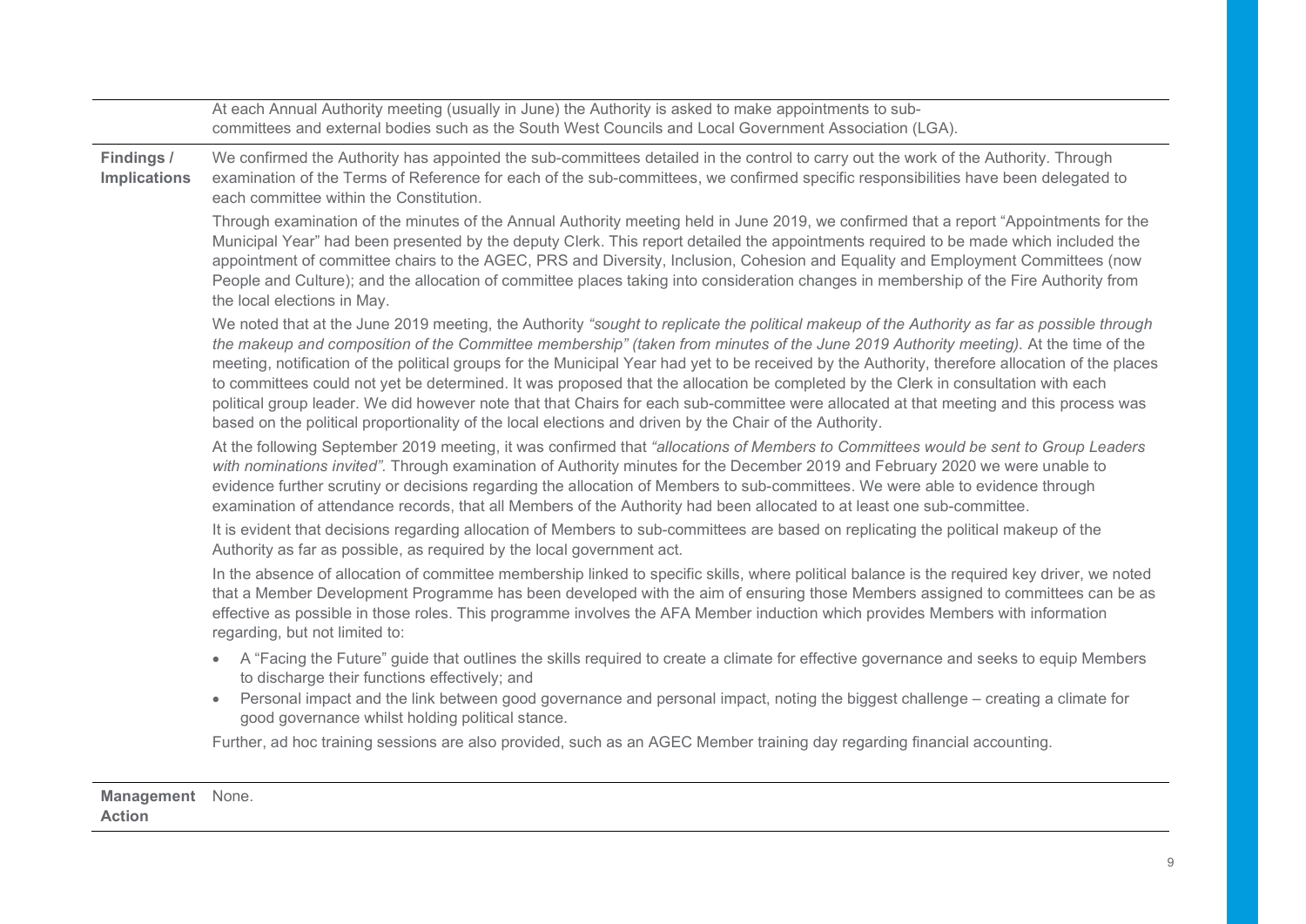| | |
|---|---|
| | At each Annual Authority meeting (usually in June) the Authority is asked to make appointments to sub-committees and external bodies such as the South West Councils and Local Government Association (LGA). |
| **Findings / Implications** | We confirmed the Authority has appointed the sub-committees detailed in the control to carry out the work of the Authority. Through examination of the Terms of Reference for each of the sub-committees, we confirmed specific responsibilities have been delegated to each committee within the Constitution.<br><br>Through examination of the minutes of the Annual Authority meeting held in June 2019, we confirmed that a report "Appointments for the Municipal Year" had been presented by the deputy Clerk. This report detailed the appointments required to be made which included the appointment of committee chairs to the AGEC, PRS and Diversity, Inclusion, Cohesion and Equality and Employment Committees (now People and Culture); and the allocation of committee places taking into consideration changes in membership of the Fire Authority from the local elections in May.<br><br>We noted that at the June 2019 meeting, the Authority *"sought to replicate the political makeup of the Authority as far as possible through the makeup and composition of the Committee membership" (taken from minutes of the June 2019 Authority meeting).* At the time of the meeting, notification of the political groups for the Municipal Year had yet to be received by the Authority, therefore allocation of the places to committees could not yet be determined. It was proposed that the allocation be completed by the Clerk in consultation with each political group leader. We did however note that that Chairs for each sub-committee were allocated at that meeting and this process was based on the political proportionality of the local elections and driven by the Chair of the Authority.<br><br>At the following September 2019 meeting, it was confirmed that *"allocations of Members to Committees would be sent to Group Leaders with nominations invited"*. Through examination of Authority minutes for the December 2019 and February 2020 we were unable to evidence further scrutiny or decisions regarding the allocation of Members to sub-committees. We were able to evidence through examination of attendance records, that all Members of the Authority had been allocated to at least one sub-committee.<br><br>It is evident that decisions regarding allocation of Members to sub-committees are based on replicating the political makeup of the Authority as far as possible, as required by the local government act.<br><br>In the absence of allocation of committee membership linked to specific skills, where political balance is the required key driver, we noted that a Member Development Programme has been developed with the aim of ensuring those Members assigned to committees can be as effective as possible in those roles. This programme involves the AFA Member induction which provides Members with information regarding, but not limited to:<br><br>• A "Facing the Future" guide that outlines the skills required to create a climate for effective governance and seeks to equip Members to discharge their functions effectively; and<br>• Personal impact and the link between good governance and personal impact, noting the biggest challenge – creating a climate for good governance whilst holding political stance.<br><br>Further, ad hoc training sessions are also provided, such as an AGEC Member training day regarding financial accounting. |
| **Management Action** | None. |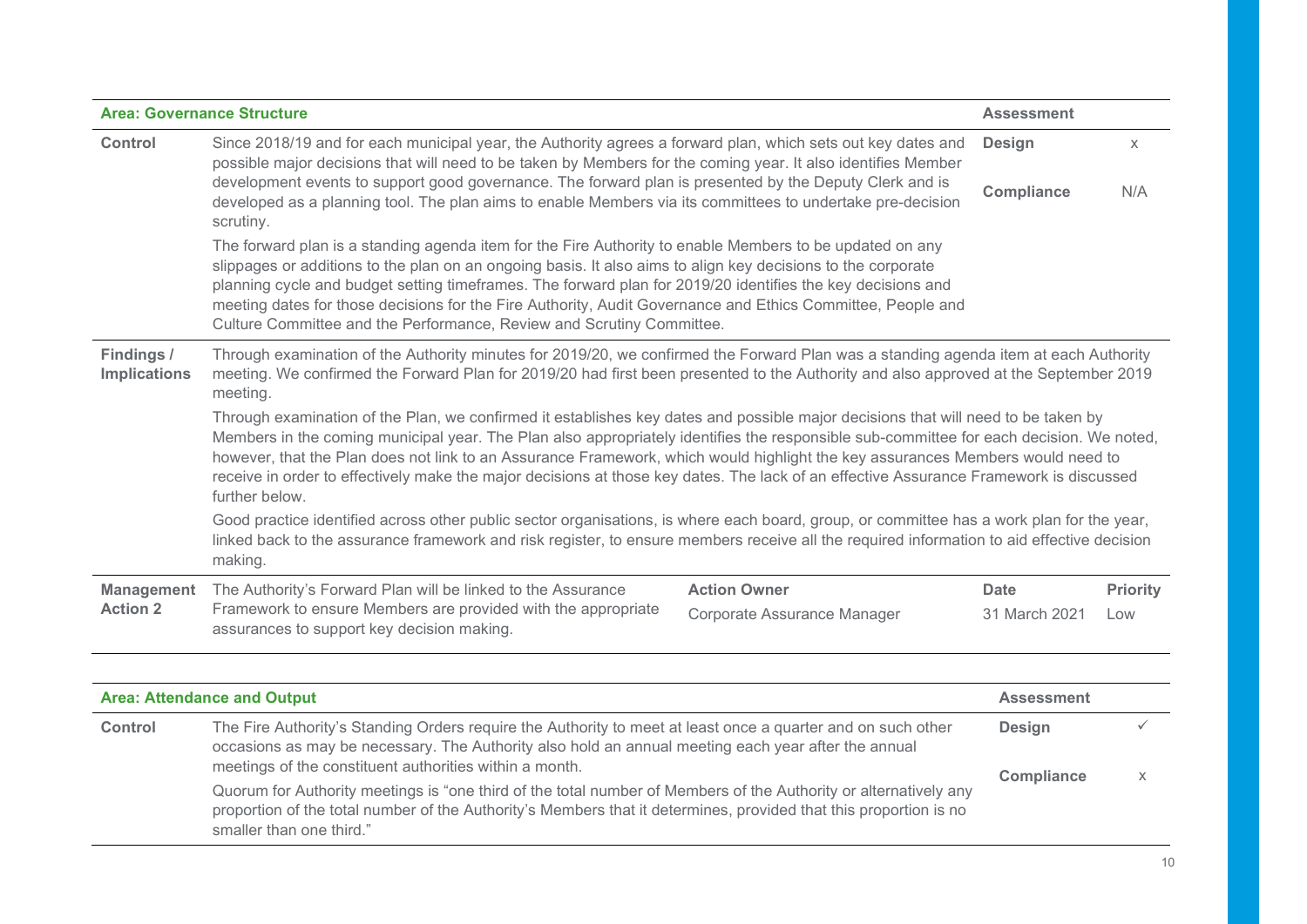| **Area: Governance Structure** | | | | **Assessment** | |
|---|---|---|---|---|---|
| **Control** | Since 2018/19 and for each municipal year, the Authority agrees a forward plan, which sets out key dates and possible major decisions that will need to be taken by Members for the coming year. It also identifies Member development events to support good governance. The forward plan is presented by the Deputy Clerk and is developed as a planning tool. The plan aims to enable Members via its committees to undertake pre-decision scrutiny.<br><br>The forward plan is a standing agenda item for the Fire Authority to enable Members to be updated on any slippages or additions to the plan on an ongoing basis. It also aims to align key decisions to the corporate planning cycle and budget setting timeframes. The forward plan for 2019/20 identifies the key decisions and meeting dates for those decisions for the Fire Authority, Audit Governance and Ethics Committee, People and Culture Committee and the Performance, Review and Scrutiny Committee. | | | **Design**<br><br>**Compliance** | x<br><br>N/A |
| **Findings / Implications** | Through examination of the Authority minutes for 2019/20, we confirmed the Forward Plan was a standing agenda item at each Authority meeting. We confirmed the Forward Plan for 2019/20 had first been presented to the Authority and also approved at the September 2019 meeting.<br><br>Through examination of the Plan, we confirmed it establishes key dates and possible major decisions that will need to be taken by Members in the coming municipal year. The Plan also appropriately identifies the responsible sub-committee for each decision. We noted, however, that the Plan does not link to an Assurance Framework, which would highlight the key assurances Members would need to receive in order to effectively make the major decisions at those key dates. The lack of an effective Assurance Framework is discussed further below.<br><br>Good practice identified across other public sector organisations, is where each board, group, or committee has a work plan for the year, linked back to the assurance framework and risk register, to ensure members receive all the required information to aid effective decision making. | | | | |
| **Management Action 2** | The Authority's Forward Plan will be linked to the Assurance Framework to ensure Members are provided with the appropriate assurances to support key decision making. | **Action Owner**<br>Corporate Assurance Manager | | **Date**<br>31 March 2021 | **Priority**<br>Low |

| **Area: Attendance and Output** | **Assessment** | |
|---|---|---|
| **Control** | **Design** | ✓ |
| The Fire Authority's Standing Orders require the Authority to meet at least once a quarter and on such other occasions as may be necessary. The Authority also hold an annual meeting each year after the annual meetings of the constituent authorities within a month.<br><br>Quorum for Authority meetings is "one third of the total number of Members of the Authority or alternatively any proportion of the total number of the Authority's Members that it determines, provided that this proportion is no smaller than one third." | **Compliance** | x |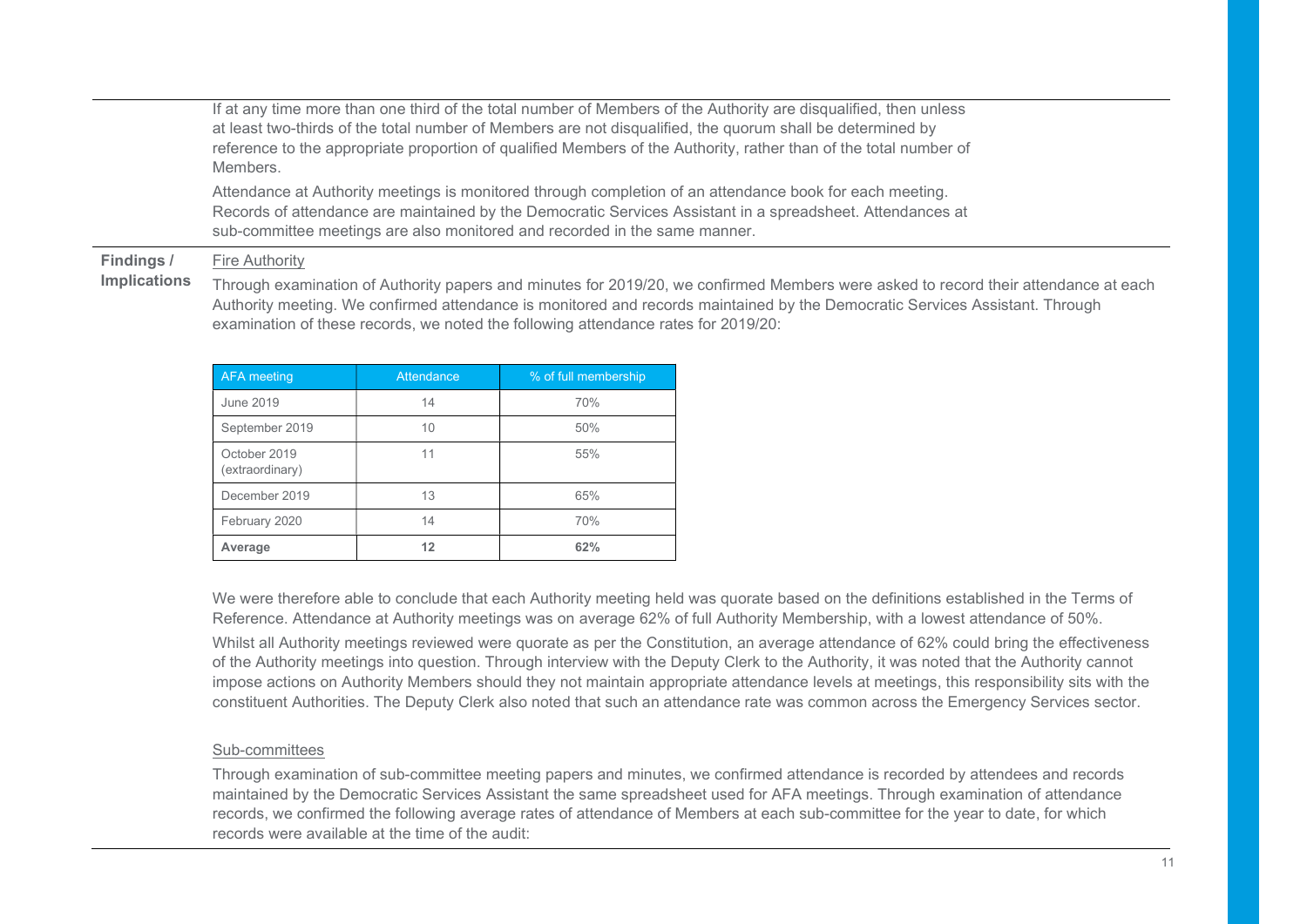If at any time more than one third of the total number of Members of the Authority are disqualified, then unless at least two-thirds of the total number of Members are not disqualified, the quorum shall be determined by reference to the appropriate proportion of qualified Members of the Authority, rather than of the total number of Members.

Attendance at Authority meetings is monitored through completion of an attendance book for each meeting. Records of attendance are maintained by the Democratic Services Assistant in a spreadsheet. Attendances at sub-committee meetings are also monitored and recorded in the same manner.

**Findings / Implications**

Fire Authority

Through examination of Authority papers and minutes for 2019/20, we confirmed Members were asked to record their attendance at each Authority meeting. We confirmed attendance is monitored and records maintained by the Democratic Services Assistant. Through examination of these records, we noted the following attendance rates for 2019/20:

| AFA meeting | Attendance | % of full membership |
|---|---|---|
| June 2019 | 14 | 70% |
| September 2019 | 10 | 50% |
| October 2019 (extraordinary) | 11 | 55% |
| December 2019 | 13 | 65% |
| February 2020 | 14 | 70% |
| **Average** | **12** | **62%** |

We were therefore able to conclude that each Authority meeting held was quorate based on the definitions established in the Terms of Reference. Attendance at Authority meetings was on average 62% of full Authority Membership, with a lowest attendance of 50%.

Whilst all Authority meetings reviewed were quorate as per the Constitution, an average attendance of 62% could bring the effectiveness of the Authority meetings into question. Through interview with the Deputy Clerk to the Authority, it was noted that the Authority cannot impose actions on Authority Members should they not maintain appropriate attendance levels at meetings, this responsibility sits with the constituent Authorities. The Deputy Clerk also noted that such an attendance rate was common across the Emergency Services sector.

Sub-committees

Through examination of sub-committee meeting papers and minutes, we confirmed attendance is recorded by attendees and records maintained by the Democratic Services Assistant the same spreadsheet used for AFA meetings. Through examination of attendance records, we confirmed the following average rates of attendance of Members at each sub-committee for the year to date, for which records were available at the time of the audit: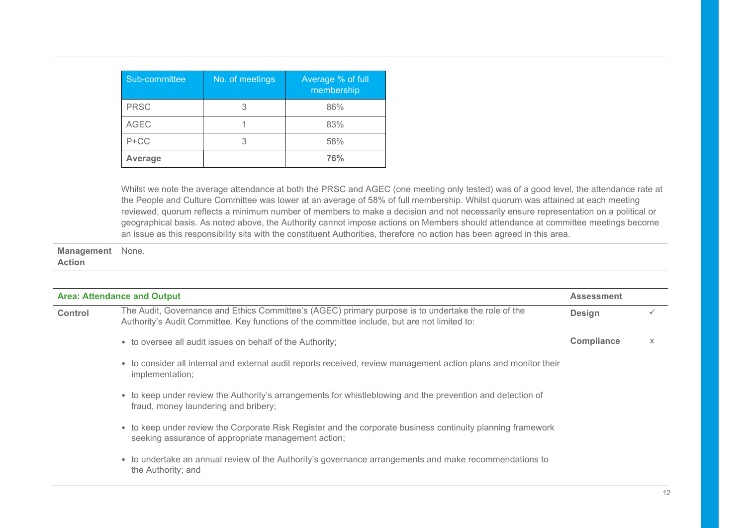| Sub-committee | No. of meetings | Average % of full membership |
|---|---|---|
| PRSC | 3 | 86% |
| AGEC | 1 | 83% |
| P+CC | 3 | 58% |
| **Average** | | **76%** |

Whilst we note the average attendance at both the PRSC and AGEC (one meeting only tested) was of a good level, the attendance rate at the People and Culture Committee was lower at an average of 58% of full membership. Whilst quorum was attained at each meeting reviewed, quorum reflects a minimum number of members to make a decision and not necessarily ensure representation on a political or geographical basis. As noted above, the Authority cannot impose actions on Members should attendance at committee meetings become an issue as this responsibility sits with the constituent Authorities, therefore no action has been agreed in this area.

**Management Action** None.

| **Area: Attendance and Output** | | **Assessment** | |
|---|---|---|---|
| **Control** | The Audit, Governance and Ethics Committee's (AGEC) primary purpose is to undertake the role of the Authority's Audit Committee. Key functions of the committee include, but are not limited to: | **Design** | ✓ |
| | | **Compliance** | x |

- to oversee all audit issues on behalf of the Authority;
- to consider all internal and external audit reports received, review management action plans and monitor their implementation;
- to keep under review the Authority's arrangements for whistleblowing and the prevention and detection of fraud, money laundering and bribery;
- to keep under review the Corporate Risk Register and the corporate business continuity planning framework seeking assurance of appropriate management action;
- to undertake an annual review of the Authority's governance arrangements and make recommendations to the Authority; and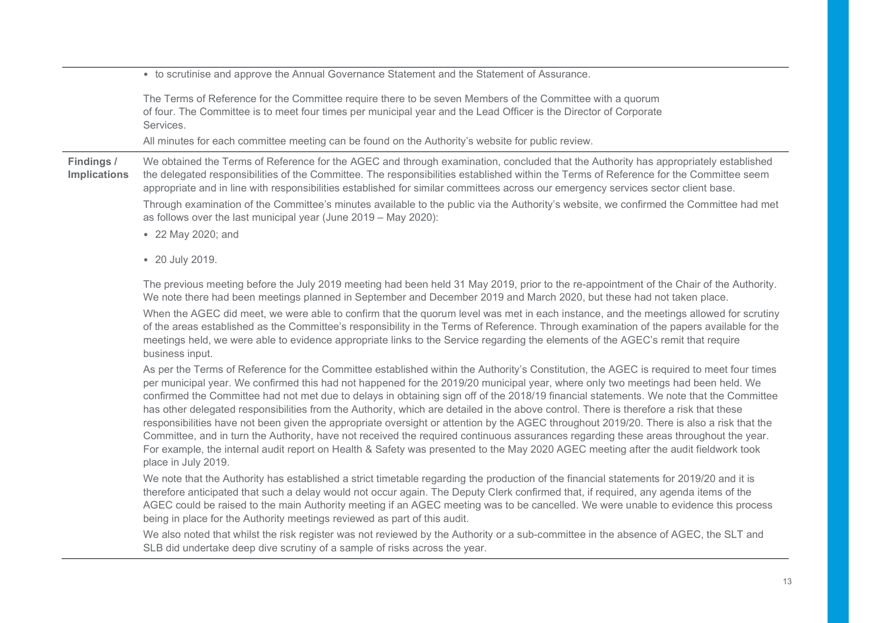|  |  |
|---|---|
|  | • to scrutinise and approve the Annual Governance Statement and the Statement of Assurance.<br><br>The Terms of Reference for the Committee require there to be seven Members of the Committee with a quorum of four. The Committee is to meet four times per municipal year and the Lead Officer is the Director of Corporate Services.<br><br>All minutes for each committee meeting can be found on the Authority's website for public review. |
| **Findings / Implications** | We obtained the Terms of Reference for the AGEC and through examination, concluded that the Authority has appropriately established the delegated responsibilities of the Committee. The responsibilities established within the Terms of Reference for the Committee seem appropriate and in line with responsibilities established for similar committees across our emergency services sector client base.<br><br>Through examination of the Committee's minutes available to the public via the Authority's website, we confirmed the Committee had met as follows over the last municipal year (June 2019 – May 2020):<br><br>• 22 May 2020; and<br>• 20 July 2019.<br><br>The previous meeting before the July 2019 meeting had been held 31 May 2019, prior to the re-appointment of the Chair of the Authority. We note there had been meetings planned in September and December 2019 and March 2020, but these had not taken place.<br><br>When the AGEC did meet, we were able to confirm that the quorum level was met in each instance, and the meetings allowed for scrutiny of the areas established as the Committee's responsibility in the Terms of Reference. Through examination of the papers available for the meetings held, we were able to evidence appropriate links to the Service regarding the elements of the AGEC's remit that require business input.<br><br>As per the Terms of Reference for the Committee established within the Authority's Constitution, the AGEC is required to meet four times per municipal year. We confirmed this had not happened for the 2019/20 municipal year, where only two meetings had been held. We confirmed the Committee had not met due to delays in obtaining sign off of the 2018/19 financial statements. We note that the Committee has other delegated responsibilities from the Authority, which are detailed in the above control. There is therefore a risk that these responsibilities have not been given the appropriate oversight or attention by the AGEC throughout 2019/20. There is also a risk that the Committee, and in turn the Authority, have not received the required continuous assurances regarding these areas throughout the year. For example, the internal audit report on Health & Safety was presented to the May 2020 AGEC meeting after the audit fieldwork took place in July 2019.<br><br>We note that the Authority has established a strict timetable regarding the production of the financial statements for 2019/20 and it is therefore anticipated that such a delay would not occur again. The Deputy Clerk confirmed that, if required, any agenda items of the AGEC could be raised to the main Authority meeting if an AGEC meeting was to be cancelled. We were unable to evidence this process being in place for the Authority meetings reviewed as part of this audit.<br><br>We also noted that whilst the risk register was not reviewed by the Authority or a sub-committee in the absence of AGEC, the SLT and SLB did undertake deep dive scrutiny of a sample of risks across the year. |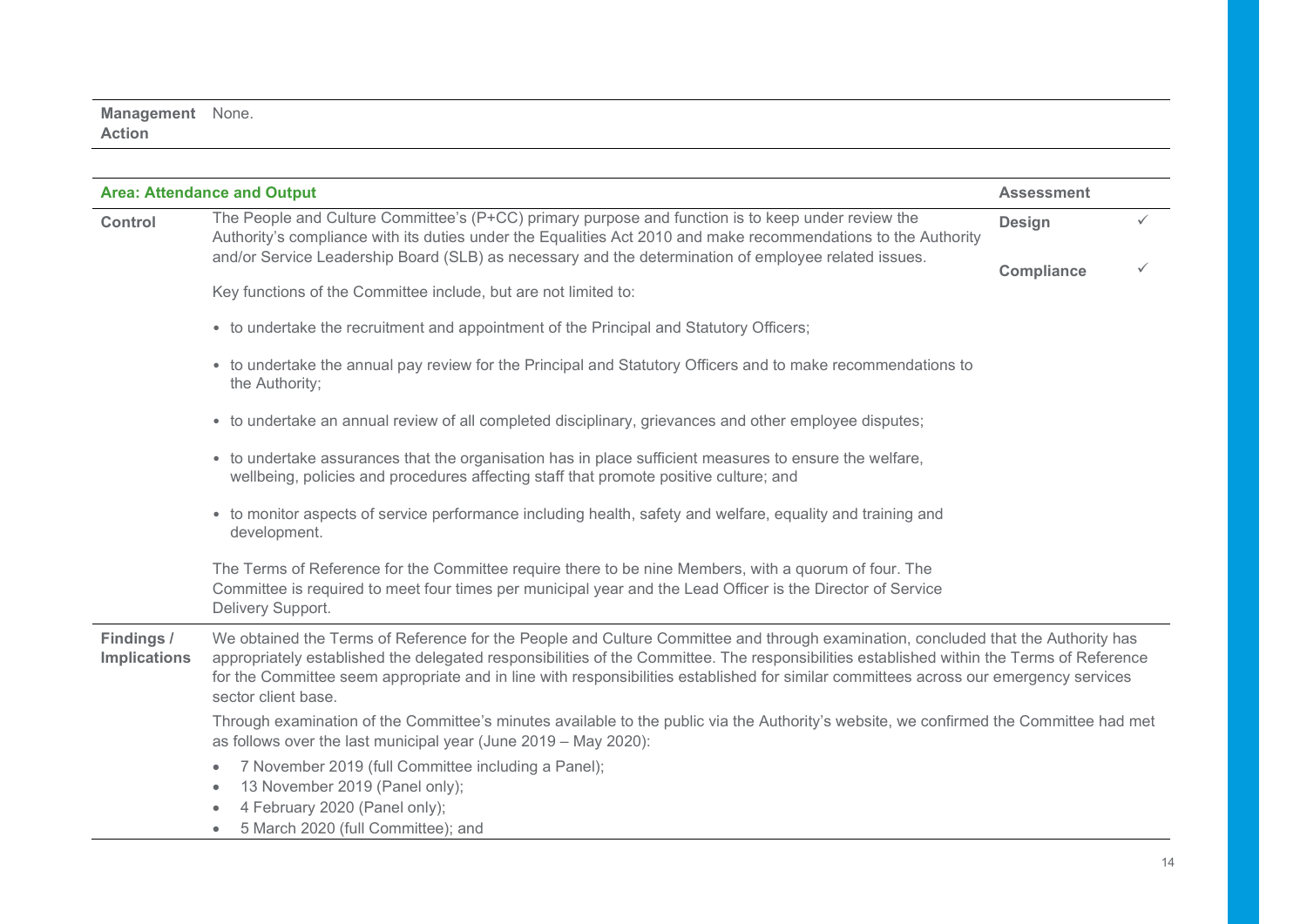| | |
|---|---|
| **Management Action** | None. |

| **Area: Attendance and Output** | | **Assessment** | |
|---|---|---|---|
| **Control** | The People and Culture Committee's (P+CC) primary purpose and function is to keep under review the Authority's compliance with its duties under the Equalities Act 2010 and make recommendations to the Authority and/or Service Leadership Board (SLB) as necessary and the determination of employee related issues.<br><br>Key functions of the Committee include, but are not limited to:<br><br>• to undertake the recruitment and appointment of the Principal and Statutory Officers;<br><br>• to undertake the annual pay review for the Principal and Statutory Officers and to make recommendations to the Authority;<br><br>• to undertake an annual review of all completed disciplinary, grievances and other employee disputes;<br><br>• to undertake assurances that the organisation has in place sufficient measures to ensure the welfare, wellbeing, policies and procedures affecting staff that promote positive culture; and<br><br>• to monitor aspects of service performance including health, safety and welfare, equality and training and development.<br><br>The Terms of Reference for the Committee require there to be nine Members, with a quorum of four. The Committee is required to meet four times per municipal year and the Lead Officer is the Director of Service Delivery Support. | **Design**<br><br>**Compliance** | ✓<br><br>✓ |
| **Findings / Implications** | We obtained the Terms of Reference for the People and Culture Committee and through examination, concluded that the Authority has appropriately established the delegated responsibilities of the Committee. The responsibilities established within the Terms of Reference for the Committee seem appropriate and in line with responsibilities established for similar committees across our emergency services sector client base.<br><br>Through examination of the Committee's minutes available to the public via the Authority's website, we confirmed the Committee had met as follows over the last municipal year (June 2019 – May 2020):<br><br>• 7 November 2019 (full Committee including a Panel);<br>• 13 November 2019 (Panel only);<br>• 4 February 2020 (Panel only);<br>• 5 March 2020 (full Committee); and | | |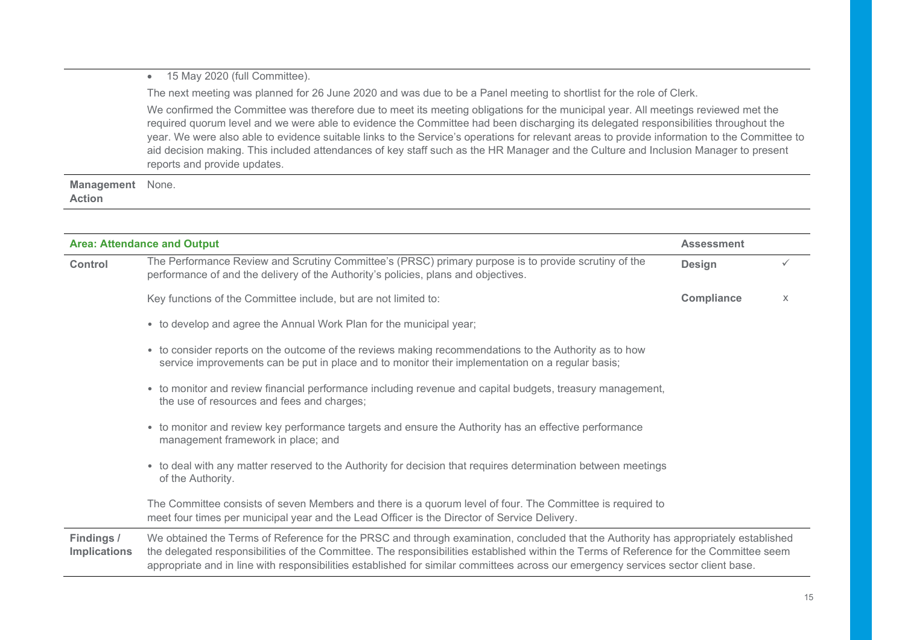| | |
|---|---|
| | • 15 May 2020 (full Committee).<br><br>The next meeting was planned for 26 June 2020 and was due to be a Panel meeting to shortlist for the role of Clerk.<br><br>We confirmed the Committee was therefore due to meet its meeting obligations for the municipal year. All meetings reviewed met the required quorum level and we were able to evidence the Committee had been discharging its delegated responsibilities throughout the year. We were also able to evidence suitable links to the Service's operations for relevant areas to provide information to the Committee to aid decision making. This included attendances of key staff such as the HR Manager and the Culture and Inclusion Manager to present reports and provide updates. |
| **Management Action** | None. |

| **Area: Attendance and Output** | | **Assessment** | |
|---|---|---|---|
| **Control** | The Performance Review and Scrutiny Committee's (PRSC) primary purpose is to provide scrutiny of the performance of and the delivery of the Authority's policies, plans and objectives.<br><br>Key functions of the Committee include, but are not limited to:<br><br>• to develop and agree the Annual Work Plan for the municipal year;<br><br>• to consider reports on the outcome of the reviews making recommendations to the Authority as to how service improvements can be put in place and to monitor their implementation on a regular basis;<br><br>• to monitor and review financial performance including revenue and capital budgets, treasury management, the use of resources and fees and charges;<br><br>• to monitor and review key performance targets and ensure the Authority has an effective performance management framework in place; and<br><br>• to deal with any matter reserved to the Authority for decision that requires determination between meetings of the Authority.<br><br>The Committee consists of seven Members and there is a quorum level of four. The Committee is required to meet four times per municipal year and the Lead Officer is the Director of Service Delivery. | **Design**<br><br>**Compliance** | ✓<br><br>x |
| **Findings / Implications** | We obtained the Terms of Reference for the PRSC and through examination, concluded that the Authority has appropriately established the delegated responsibilities of the Committee. The responsibilities established within the Terms of Reference for the Committee seem appropriate and in line with responsibilities established for similar committees across our emergency services sector client base. | | |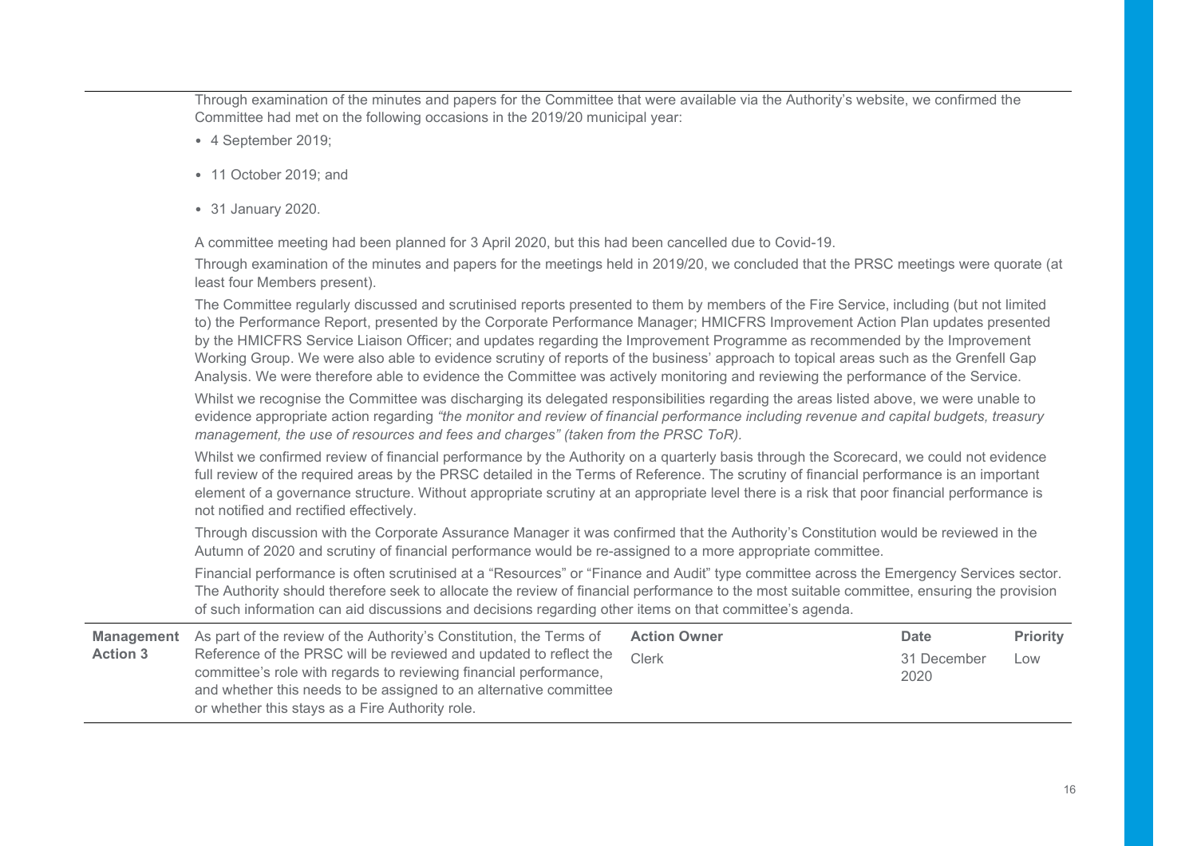Through examination of the minutes and papers for the Committee that were available via the Authority's website, we confirmed the Committee had met on the following occasions in the 2019/20 municipal year:

- 4 September 2019;
- 11 October 2019; and
- 31 January 2020.

A committee meeting had been planned for 3 April 2020, but this had been cancelled due to Covid-19.

Through examination of the minutes and papers for the meetings held in 2019/20, we concluded that the PRSC meetings were quorate (at least four Members present).

The Committee regularly discussed and scrutinised reports presented to them by members of the Fire Service, including (but not limited to) the Performance Report, presented by the Corporate Performance Manager; HMICFRS Improvement Action Plan updates presented by the HMICFRS Service Liaison Officer; and updates regarding the Improvement Programme as recommended by the Improvement Working Group. We were also able to evidence scrutiny of reports of the business' approach to topical areas such as the Grenfell Gap Analysis. We were therefore able to evidence the Committee was actively monitoring and reviewing the performance of the Service.

Whilst we recognise the Committee was discharging its delegated responsibilities regarding the areas listed above, we were unable to evidence appropriate action regarding *"the monitor and review of financial performance including revenue and capital budgets, treasury management, the use of resources and fees and charges" (taken from the PRSC ToR).*

Whilst we confirmed review of financial performance by the Authority on a quarterly basis through the Scorecard, we could not evidence full review of the required areas by the PRSC detailed in the Terms of Reference. The scrutiny of financial performance is an important element of a governance structure. Without appropriate scrutiny at an appropriate level there is a risk that poor financial performance is not notified and rectified effectively.

Through discussion with the Corporate Assurance Manager it was confirmed that the Authority's Constitution would be reviewed in the Autumn of 2020 and scrutiny of financial performance would be re-assigned to a more appropriate committee.

Financial performance is often scrutinised at a "Resources" or "Finance and Audit" type committee across the Emergency Services sector. The Authority should therefore seek to allocate the review of financial performance to the most suitable committee, ensuring the provision of such information can aid discussions and decisions regarding other items on that committee's agenda.

| **Management Action 3** | As part of the review of the Authority's Constitution, the Terms of Reference of the PRSC will be reviewed and updated to reflect the committee's role with regards to reviewing financial performance, and whether this needs to be assigned to an alternative committee or whether this stays as a Fire Authority role. | **Action Owner** | **Date** | **Priority** |
|---|---|---|---|---|
| | | Clerk | 31 December 2020 | Low |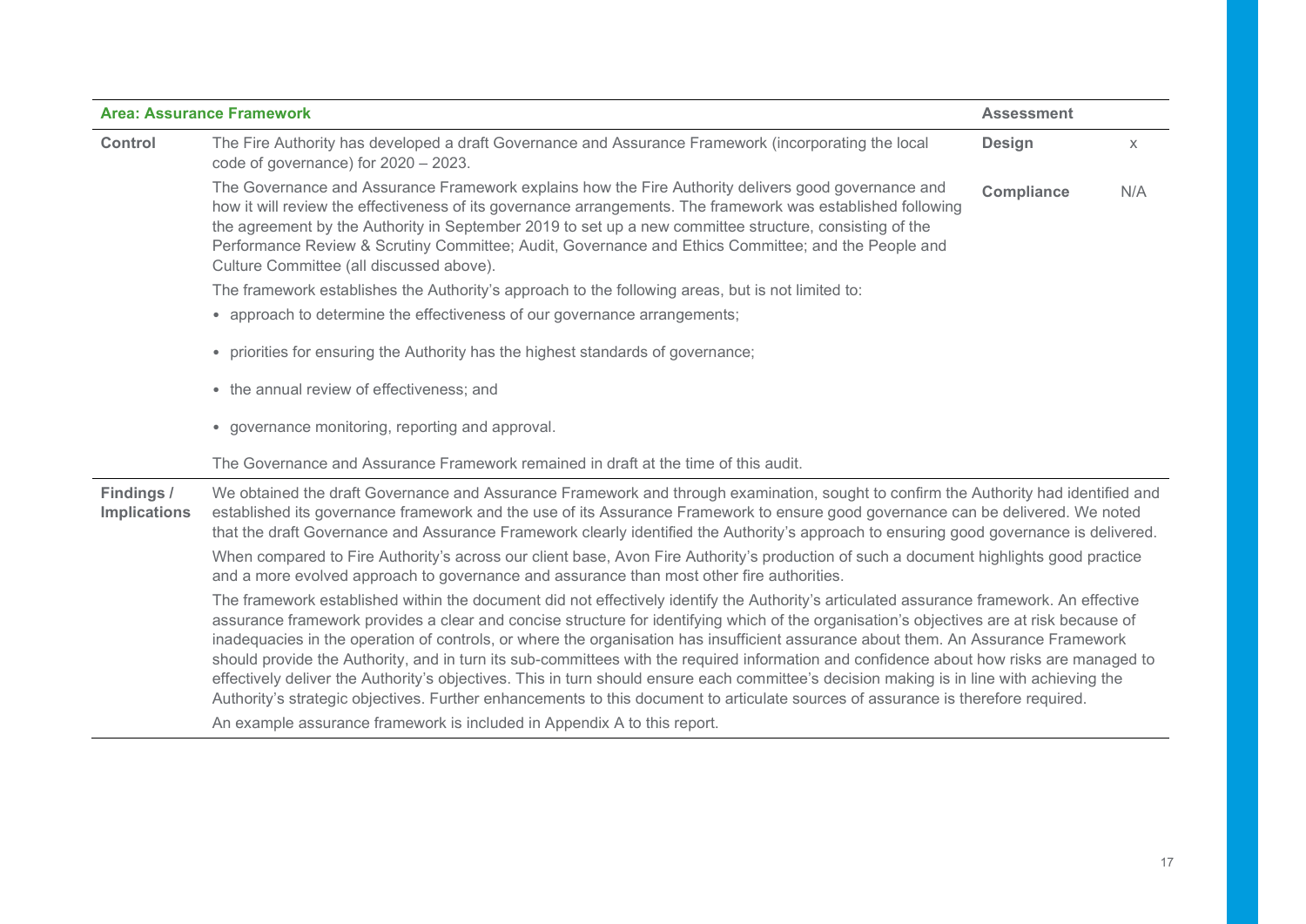| **Area: Assurance Framework** | | **Assessment** | |
|---|---|---|---|
| **Control** | The Fire Authority has developed a draft Governance and Assurance Framework (incorporating the local code of governance) for 2020 – 2023.<br><br>The Governance and Assurance Framework explains how the Fire Authority delivers good governance and how it will review the effectiveness of its governance arrangements. The framework was established following the agreement by the Authority in September 2019 to set up a new committee structure, consisting of the Performance Review & Scrutiny Committee; Audit, Governance and Ethics Committee; and the People and Culture Committee (all discussed above).<br><br>The framework establishes the Authority's approach to the following areas, but is not limited to:<br><br>• approach to determine the effectiveness of our governance arrangements;<br><br>• priorities for ensuring the Authority has the highest standards of governance;<br><br>• the annual review of effectiveness; and<br><br>• governance monitoring, reporting and approval.<br><br>The Governance and Assurance Framework remained in draft at the time of this audit. | **Design**<br><br>**Compliance** | x<br><br>N/A |
| **Findings / Implications** | We obtained the draft Governance and Assurance Framework and through examination, sought to confirm the Authority had identified and established its governance framework and the use of its Assurance Framework to ensure good governance can be delivered. We noted that the draft Governance and Assurance Framework clearly identified the Authority's approach to ensuring good governance is delivered.<br><br>When compared to Fire Authority's across our client base, Avon Fire Authority's production of such a document highlights good practice and a more evolved approach to governance and assurance than most other fire authorities.<br><br>The framework established within the document did not effectively identify the Authority's articulated assurance framework. An effective assurance framework provides a clear and concise structure for identifying which of the organisation's objectives are at risk because of inadequacies in the operation of controls, or where the organisation has insufficient assurance about them. An Assurance Framework should provide the Authority, and in turn its sub-committees with the required information and confidence about how risks are managed to effectively deliver the Authority's objectives. This in turn should ensure each committee's decision making is in line with achieving the Authority's strategic objectives. Further enhancements to this document to articulate sources of assurance is therefore required.<br><br>An example assurance framework is included in Appendix A to this report. | | |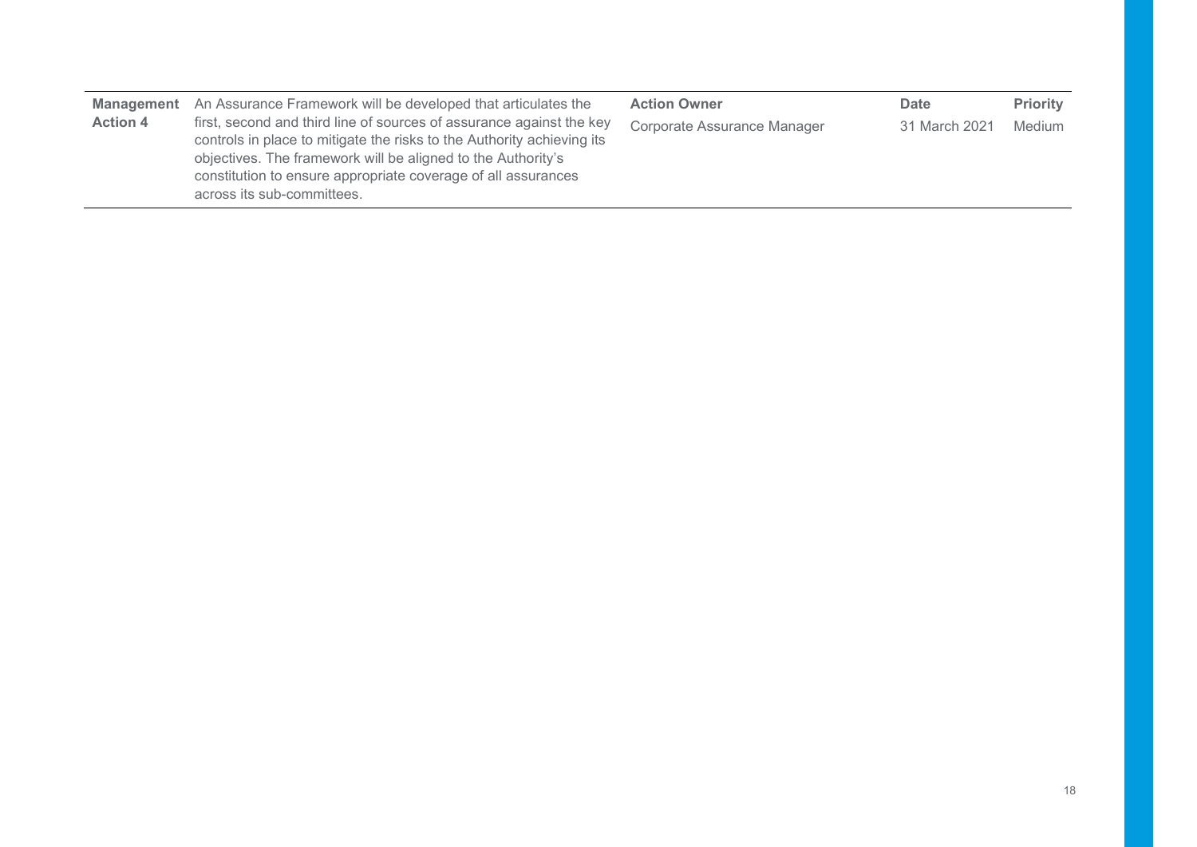| **Management Action 4** | An Assurance Framework will be developed that articulates the first, second and third line of sources of assurance against the key controls in place to mitigate the risks to the Authority achieving its objectives. The framework will be aligned to the Authority's constitution to ensure appropriate coverage of all assurances across its sub-committees. | **Action Owner**<br>Corporate Assurance Manager | **Date**<br>31 March 2021 | **Priority**<br>Medium |
|---|---|---|---|---|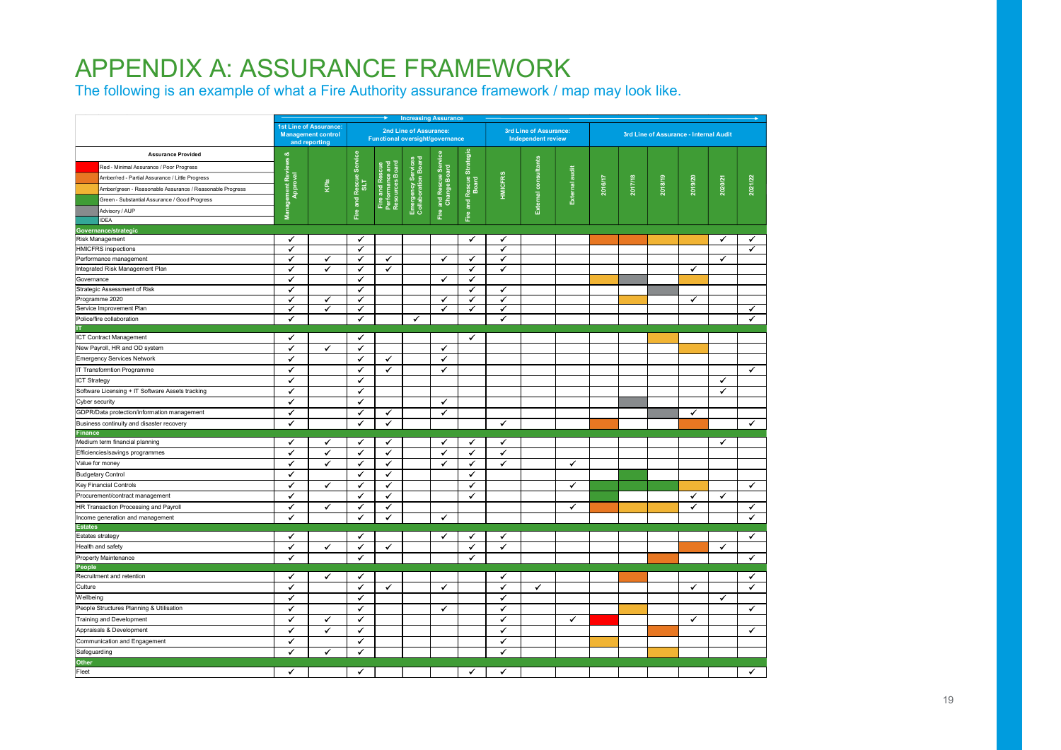# APPENDIX A: ASSURANCE FRAMEWORK

The following is an example of what a Fire Authority assurance framework / map may look like.

**Assurance Provided** (colour key used in the Internal Audit columns):

- Red - Minimal Assurance / Poor Progress
- Amber/red - Partial Assurance / Little Progress
- Amber/green - Reasonable Assurance / Reasonable Progress
- Green - Substantial Assurance / Good Progress
- Advisory / AUP
- IDEA

Increasing Assurance →

| | 1st Line of Assurance: Management control and reporting | | 2nd Line of Assurance: Functional oversight/governance | | | | | 3rd Line of Assurance: Independent review | | | 3rd Line of Assurance - Internal Audit | | | | | |
|---|---|---|---|---|---|---|---|---|---|---|---|---|---|---|---|---|
| | Management Reviews & Approval | KPIs | Fire and Rescue Service SLT | Fire and Rescue Performance and Resources Board | Emergency Services Collaboration Board | Fire and Rescue Service Change Board | Fire and Rescue Strategic Board | HMICFRS | External consultants | External audit | 2016/17 | 2017/18 | 2018/19 | 2019/20 | 2020/21 | 2021/22 |
| **Governance/strategic** | | | | | | | | | | | | | | | | |
| Risk Management | ✓ | | ✓ | | | | ✓ | ✓ | | | Amber/red | Amber/red | Amber/green | Amber/green | ✓ | ✓ |
| HMICFRS inspections | ✓ | | ✓ | | | | | ✓ | | | | | | | | ✓ |
| Performance management | ✓ | ✓ | ✓ | ✓ | | ✓ | ✓ | ✓ | | | | | | | ✓ | |
| Integrated Risk Management Plan | ✓ | ✓ | ✓ | ✓ | | | ✓ | ✓ | | | | | | ✓ | | |
| Governance | ✓ | | ✓ | | | ✓ | ✓ | | | | | Advisory / AUP | | Amber/green | | |
| Strategic Assessment of Risk | ✓ | | ✓ | | | | ✓ | ✓ | | | | | Advisory / AUP | | | |
| Programme 2020 | ✓ | ✓ | ✓ | | | ✓ | ✓ | ✓ | | | | Amber/green | | ✓ | | |
| Service Improvement Plan | ✓ | ✓ | ✓ | | | ✓ | ✓ | ✓ | | | | | | | | ✓ |
| Police/fire collaboration | ✓ | | ✓ | | ✓ | | | ✓ | | | | | | | | ✓ |
| **IT** | | | | | | | | | | | | | | | | |
| ICT Contract Management | ✓ | | ✓ | | | | ✓ | | | | | | Amber/green | Amber/green | | |
| New Payroll, HR and OD system | ✓ | ✓ | ✓ | | | ✓ | | | | | | | | | | |
| Emergency Services Network | ✓ | | ✓ | ✓ | | ✓ | | | | | | | | | | |
| IT Transformtion Programme | ✓ | | ✓ | ✓ | | ✓ | | | | | | | | | | ✓ |
| ICT Strategy | ✓ | | ✓ | | | | | | | | | | | | ✓ | |
| Software Licensing + IT Software Assets tracking | ✓ | | ✓ | | | | | | | | | | | | ✓ | |
| Cyber security | ✓ | | ✓ | | | ✓ | | | | | | Advisory / AUP | | | | |
| GDPR/Data protection/information management | ✓ | | ✓ | ✓ | | ✓ | | | | | | | Advisory / AUP | ✓ | | |
| Business continuity and disaster recovery | ✓ | | ✓ | ✓ | | | | ✓ | | | Amber/red | | | Amber/red | | ✓ |
| **Finance** | | | | | | | | | | | | | | | | |
| Medium term financial planning | ✓ | ✓ | ✓ | ✓ | | ✓ | ✓ | ✓ | | | | | | | ✓ | |
| Efficiencies/savings programmes | ✓ | ✓ | ✓ | ✓ | | ✓ | ✓ | ✓ | | | | | | | | |
| Value for money | ✓ | ✓ | ✓ | ✓ | | ✓ | ✓ | ✓ | | ✓ | | | | | | |
| Budgetary Control | ✓ | | ✓ | ✓ | | | ✓ | | | | | Green | | | | |
| Key Financial Controls | ✓ | ✓ | ✓ | ✓ | | | ✓ | | | ✓ | Green | Green | Green | Amber/green | | ✓ |
| Procurement/contract management | ✓ | | ✓ | ✓ | | | ✓ | | | | Green | | | ✓ | ✓ | |
| HR Transaction Processing and Payroll | ✓ | ✓ | ✓ | ✓ | | | | | | ✓ | Amber/red | Amber/green | Amber/green | ✓ | | ✓ |
| Income generation and management | ✓ | | ✓ | ✓ | | ✓ | | | | | | | | | | ✓ |
| **Estates** | | | | | | | | | | | | | | | | |
| Estates strategy | ✓ | | ✓ | | | ✓ | ✓ | ✓ | | | | | | | | ✓ |
| Health and safety | ✓ | ✓ | ✓ | ✓ | | | ✓ | ✓ | | | | | | Amber/red | ✓ | |
| Property Maintenance | ✓ | | ✓ | | | | ✓ | | | | | | Amber/red | | | ✓ |
| **People** | | | | | | | | | | | | | | | | |
| Recruitment and retention | ✓ | ✓ | ✓ | | | | | ✓ | | | | Amber/red | | | | ✓ |
| Culture | ✓ | | ✓ | ✓ | | ✓ | | ✓ | ✓ | | | | | ✓ | | ✓ |
| Wellbeing | ✓ | | ✓ | | | | | ✓ | | | | | | | ✓ | |
| People Structures Planning & Utilisation | ✓ | | ✓ | | | ✓ | | ✓ | | | | Amber/green | | | | ✓ |
| Training and Development | ✓ | ✓ | ✓ | | | | | ✓ | | ✓ | Red | | | ✓ | | |
| Appraisals & Development | ✓ | ✓ | ✓ | | | | | ✓ | | | | | Amber/red | | | ✓ |
| Communication and Engagement | ✓ | | ✓ | | | | | ✓ | | | Amber/green | | | | | |
| Safeguarding | ✓ | ✓ | ✓ | | | | | ✓ | | | | | Amber/green | | | |
| **Other** | | | | | | | | | | | | | | | | |
| Fleet | ✓ | | ✓ | | | | ✓ | ✓ | | | | | | | | ✓ |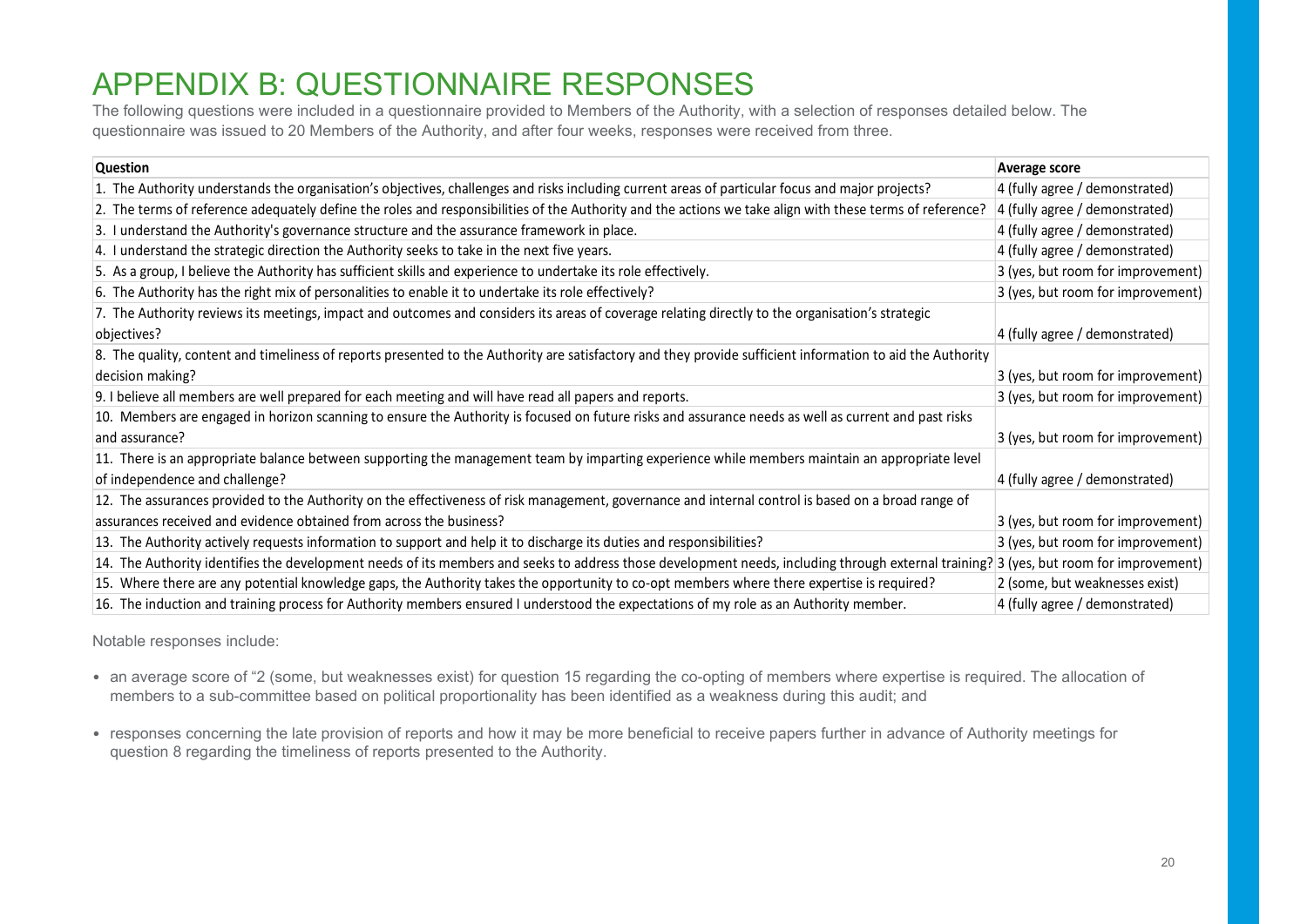# APPENDIX B: QUESTIONNAIRE RESPONSES

The following questions were included in a questionnaire provided to Members of the Authority, with a selection of responses detailed below. The questionnaire was issued to 20 Members of the Authority, and after four weeks, responses were received from three.

| Question | Average score |
|---|---|
| 1. The Authority understands the organisation's objectives, challenges and risks including current areas of particular focus and major projects? | 4 (fully agree / demonstrated) |
| 2. The terms of reference adequately define the roles and responsibilities of the Authority and the actions we take align with these terms of reference? | 4 (fully agree / demonstrated) |
| 3. I understand the Authority's governance structure and the assurance framework in place. | 4 (fully agree / demonstrated) |
| 4. I understand the strategic direction the Authority seeks to take in the next five years. | 4 (fully agree / demonstrated) |
| 5. As a group, I believe the Authority has sufficient skills and experience to undertake its role effectively. | 3 (yes, but room for improvement) |
| 6. The Authority has the right mix of personalities to enable it to undertake its role effectively? | 3 (yes, but room for improvement) |
| 7. The Authority reviews its meetings, impact and outcomes and considers its areas of coverage relating directly to the organisation's strategic objectives? | 4 (fully agree / demonstrated) |
| 8. The quality, content and timeliness of reports presented to the Authority are satisfactory and they provide sufficient information to aid the Authority decision making? | 3 (yes, but room for improvement) |
| 9. I believe all members are well prepared for each meeting and will have read all papers and reports. | 3 (yes, but room for improvement) |
| 10. Members are engaged in horizon scanning to ensure the Authority is focused on future risks and assurance needs as well as current and past risks and assurance? | 3 (yes, but room for improvement) |
| 11. There is an appropriate balance between supporting the management team by imparting experience while members maintain an appropriate level of independence and challenge? | 4 (fully agree / demonstrated) |
| 12. The assurances provided to the Authority on the effectiveness of risk management, governance and internal control is based on a broad range of assurances received and evidence obtained from across the business? | 3 (yes, but room for improvement) |
| 13. The Authority actively requests information to support and help it to discharge its duties and responsibilities? | 3 (yes, but room for improvement) |
| 14. The Authority identifies the development needs of its members and seeks to address those development needs, including through external training? | 3 (yes, but room for improvement) |
| 15. Where there are any potential knowledge gaps, the Authority takes the opportunity to co-opt members where there expertise is required? | 2 (some, but weaknesses exist) |
| 16. The induction and training process for Authority members ensured I understood the expectations of my role as an Authority member. | 4 (fully agree / demonstrated) |

Notable responses include:

- an average score of "2 (some, but weaknesses exist) for question 15 regarding the co-opting of members where expertise is required. The allocation of members to a sub-committee based on political proportionality has been identified as a weakness during this audit; and
- responses concerning the late provision of reports and how it may be more beneficial to receive papers further in advance of Authority meetings for question 8 regarding the timeliness of reports presented to the Authority.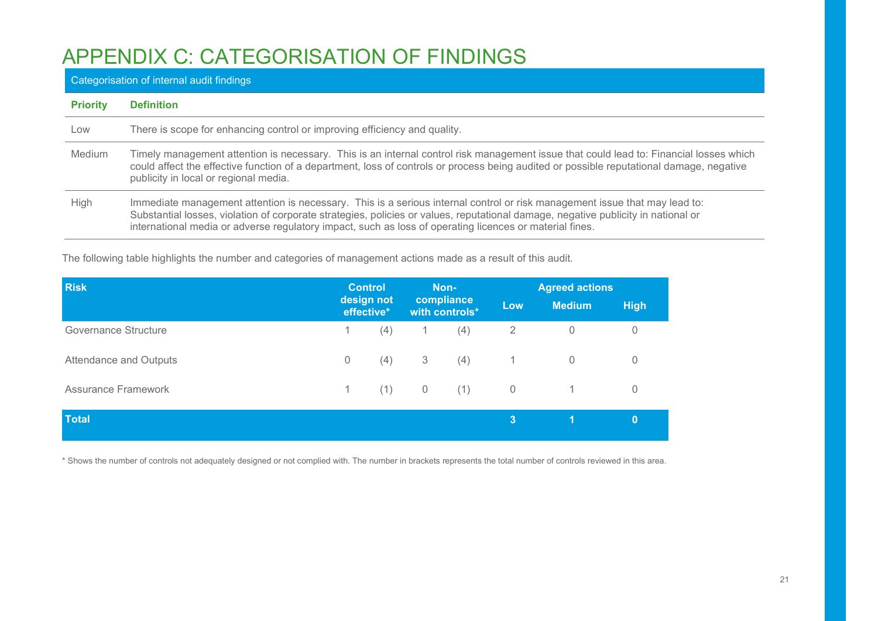# APPENDIX C: CATEGORISATION OF FINDINGS

| Categorisation of internal audit findings | |
|---|---|
| **Priority** | **Definition** |
| Low | There is scope for enhancing control or improving efficiency and quality. |
| Medium | Timely management attention is necessary. This is an internal control risk management issue that could lead to: Financial losses which could affect the effective function of a department, loss of controls or process being audited or possible reputational damage, negative publicity in local or regional media. |
| High | Immediate management attention is necessary. This is a serious internal control or risk management issue that may lead to: Substantial losses, violation of corporate strategies, policies or values, reputational damage, negative publicity in national or international media or adverse regulatory impact, such as loss of operating licences or material fines. |

The following table highlights the number and categories of management actions made as a result of this audit.

| Risk | Control design not effective* | | Non-compliance with controls* | | Agreed actions | | |
|---|---|---|---|---|---|---|---|
| | | | | | Low | Medium | High |
| Governance Structure | 1 | (4) | 1 | (4) | 2 | 0 | 0 |
| Attendance and Outputs | 0 | (4) | 3 | (4) | 1 | 0 | 0 |
| Assurance Framework | 1 | (1) | 0 | (1) | 0 | 1 | 0 |
| **Total** | | | | | **3** | **1** | **0** |

* Shows the number of controls not adequately designed or not complied with. The number in brackets represents the total number of controls reviewed in this area.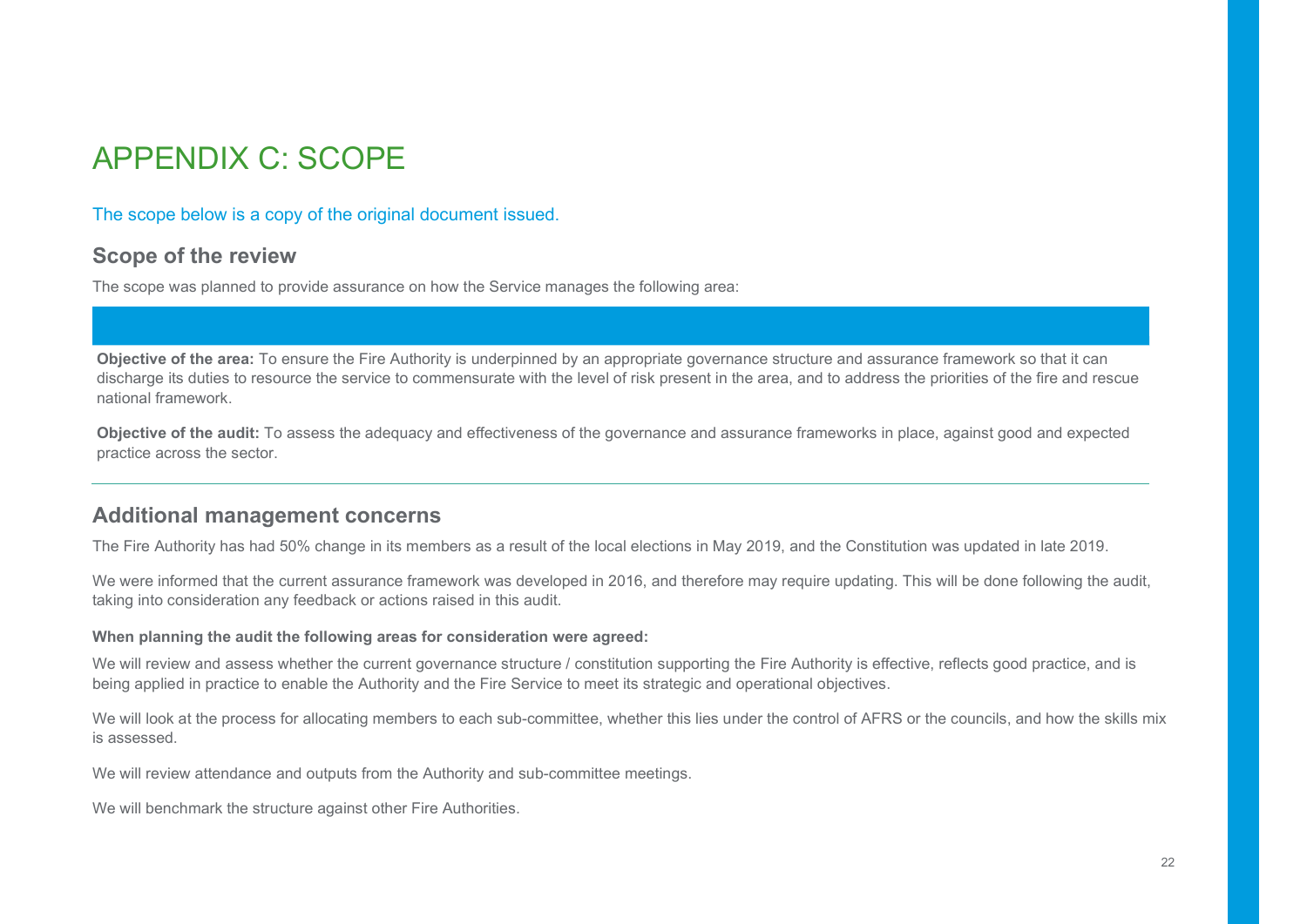# APPENDIX C: SCOPE

The scope below is a copy of the original document issued.

## Scope of the review

The scope was planned to provide assurance on how the Service manages the following area:

**Objective of the area:** To ensure the Fire Authority is underpinned by an appropriate governance structure and assurance framework so that it can discharge its duties to resource the service to commensurate with the level of risk present in the area, and to address the priorities of the fire and rescue national framework.

**Objective of the audit:** To assess the adequacy and effectiveness of the governance and assurance frameworks in place, against good and expected practice across the sector.

## Additional management concerns

The Fire Authority has had 50% change in its members as a result of the local elections in May 2019, and the Constitution was updated in late 2019.

We were informed that the current assurance framework was developed in 2016, and therefore may require updating. This will be done following the audit, taking into consideration any feedback or actions raised in this audit.

**When planning the audit the following areas for consideration were agreed:**

We will review and assess whether the current governance structure / constitution supporting the Fire Authority is effective, reflects good practice, and is being applied in practice to enable the Authority and the Fire Service to meet its strategic and operational objectives.

We will look at the process for allocating members to each sub-committee, whether this lies under the control of AFRS or the councils, and how the skills mix is assessed.

We will review attendance and outputs from the Authority and sub-committee meetings.

We will benchmark the structure against other Fire Authorities.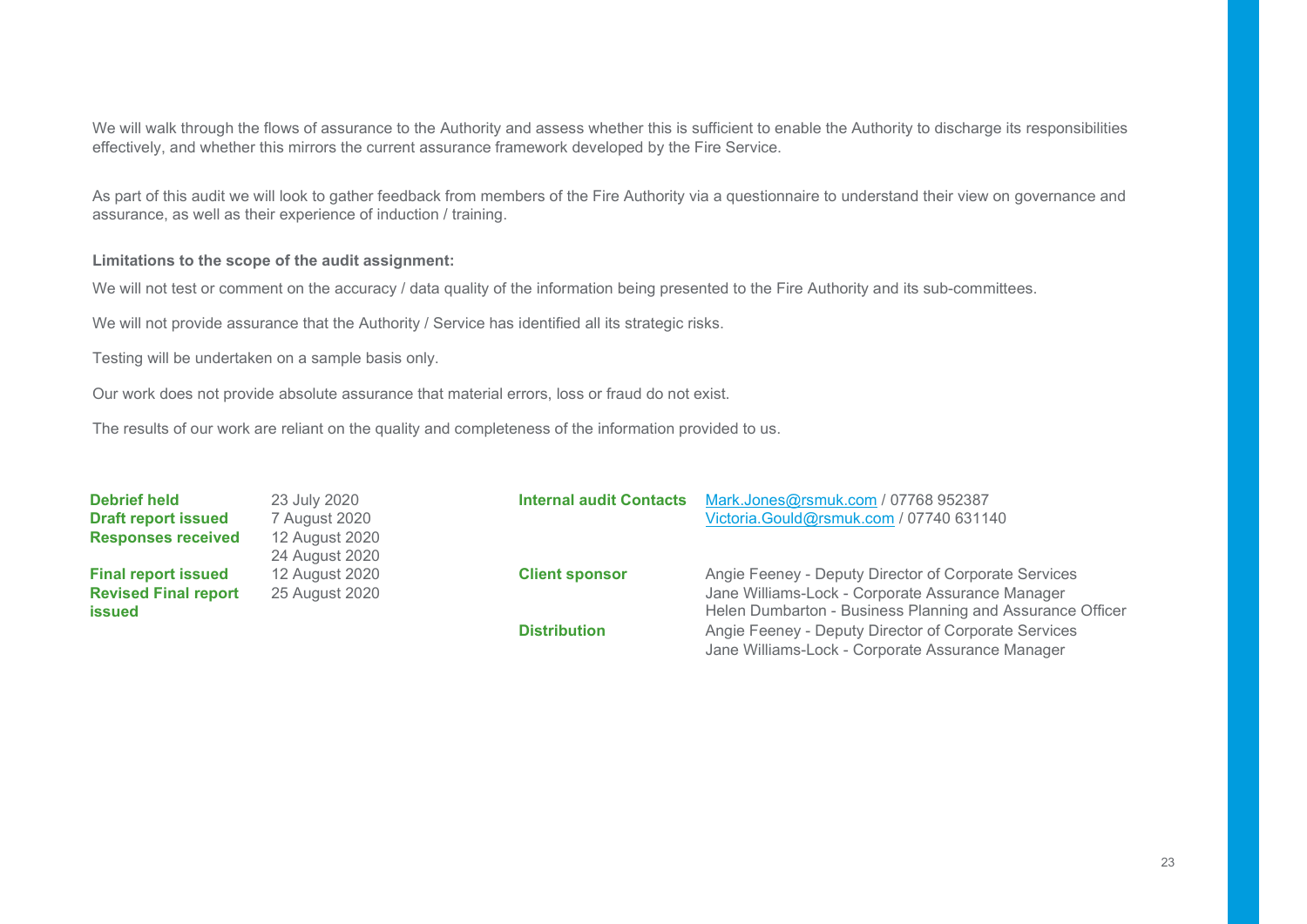We will walk through the flows of assurance to the Authority and assess whether this is sufficient to enable the Authority to discharge its responsibilities effectively, and whether this mirrors the current assurance framework developed by the Fire Service.

As part of this audit we will look to gather feedback from members of the Fire Authority via a questionnaire to understand their view on governance and assurance, as well as their experience of induction / training.

**Limitations to the scope of the audit assignment:**

We will not test or comment on the accuracy / data quality of the information being presented to the Fire Authority and its sub-committees.

We will not provide assurance that the Authority / Service has identified all its strategic risks.

Testing will be undertaken on a sample basis only.

Our work does not provide absolute assurance that material errors, loss or fraud do not exist.

The results of our work are reliant on the quality and completeness of the information provided to us.

| | |
|---|---|
| **Debrief held** | 23 July 2020 |
| **Draft report issued** | 7 August 2020 |
| **Responses received** | 12 August 2020<br>24 August 2020 |
| **Final report issued** | 12 August 2020 |
| **Revised Final report issued** | 25 August 2020 |

| | |
|---|---|
| **Internal audit Contacts** | Mark.Jones@rsmuk.com / 07768 952387<br>Victoria.Gould@rsmuk.com / 07740 631140 |
| **Client sponsor** | Angie Feeney - Deputy Director of Corporate Services<br>Jane Williams-Lock - Corporate Assurance Manager<br>Helen Dumbarton - Business Planning and Assurance Officer |
| **Distribution** | Angie Feeney - Deputy Director of Corporate Services<br>Jane Williams-Lock - Corporate Assurance Manager |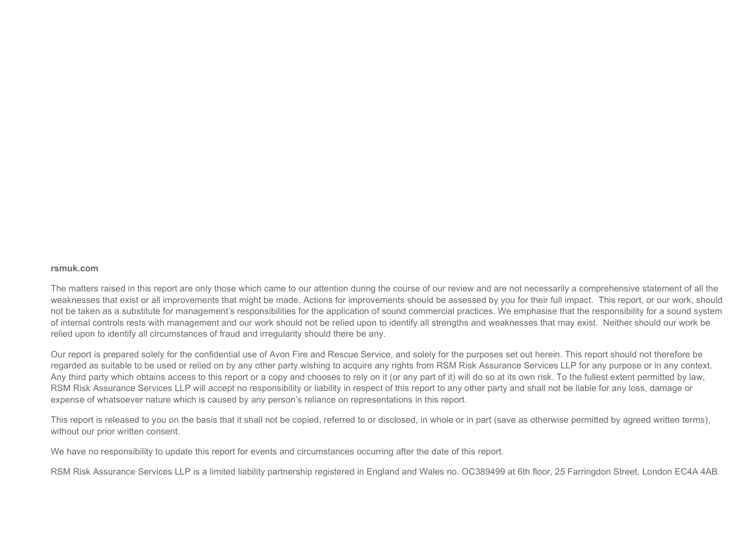**rsmuk.com**

The matters raised in this report are only those which came to our attention during the course of our review and are not necessarily a comprehensive statement of all the weaknesses that exist or all improvements that might be made. Actions for improvements should be assessed by you for their full impact. This report, or our work, should not be taken as a substitute for management's responsibilities for the application of sound commercial practices. We emphasise that the responsibility for a sound system of internal controls rests with management and our work should not be relied upon to identify all strengths and weaknesses that may exist. Neither should our work be relied upon to identify all circumstances of fraud and irregularity should there be any.

Our report is prepared solely for the confidential use of Avon Fire and Rescue Service, and solely for the purposes set out herein. This report should not therefore be regarded as suitable to be used or relied on by any other party wishing to acquire any rights from RSM Risk Assurance Services LLP for any purpose or in any context. Any third party which obtains access to this report or a copy and chooses to rely on it (or any part of it) will do so at its own risk. To the fullest extent permitted by law, RSM Risk Assurance Services LLP will accept no responsibility or liability in respect of this report to any other party and shall not be liable for any loss, damage or expense of whatsoever nature which is caused by any person's reliance on representations in this report.

This report is released to you on the basis that it shall not be copied, referred to or disclosed, in whole or in part (save as otherwise permitted by agreed written terms), without our prior written consent.

We have no responsibility to update this report for events and circumstances occurring after the date of this report.

RSM Risk Assurance Services LLP is a limited liability partnership registered in England and Wales no. OC389499 at 6th floor, 25 Farringdon Street, London EC4A 4AB.